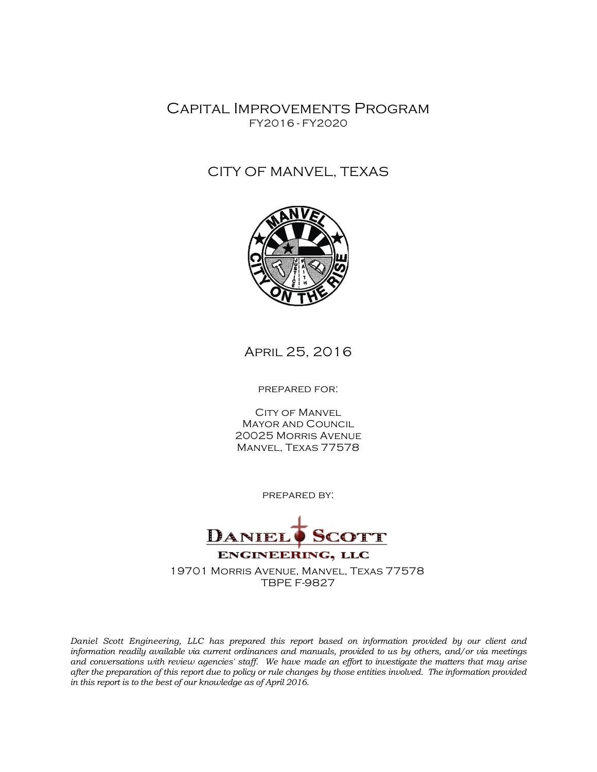# Capital Improvements Program

FY2016 - FY2020

## CITY OF MANVEL, TEXAS

April 25, 2016

prepared for:

City of Manvel
Mayor and Council
20025 Morris Avenue
Manvel, Texas 77578

prepared by:

Daniel Scott Engineering, LLC
19701 Morris Avenue, Manvel, Texas 77578
TBPE F-9827

*Daniel Scott Engineering, LLC has prepared this report based on information provided by our client and information readily available via current ordinances and manuals, provided to us by others, and/or via meetings and conversations with review agencies' staff. We have made an effort to investigate the matters that may arise after the preparation of this report due to policy or rule changes by those entities involved. The information provided in this report is to the best of our knowledge as of April 2016.*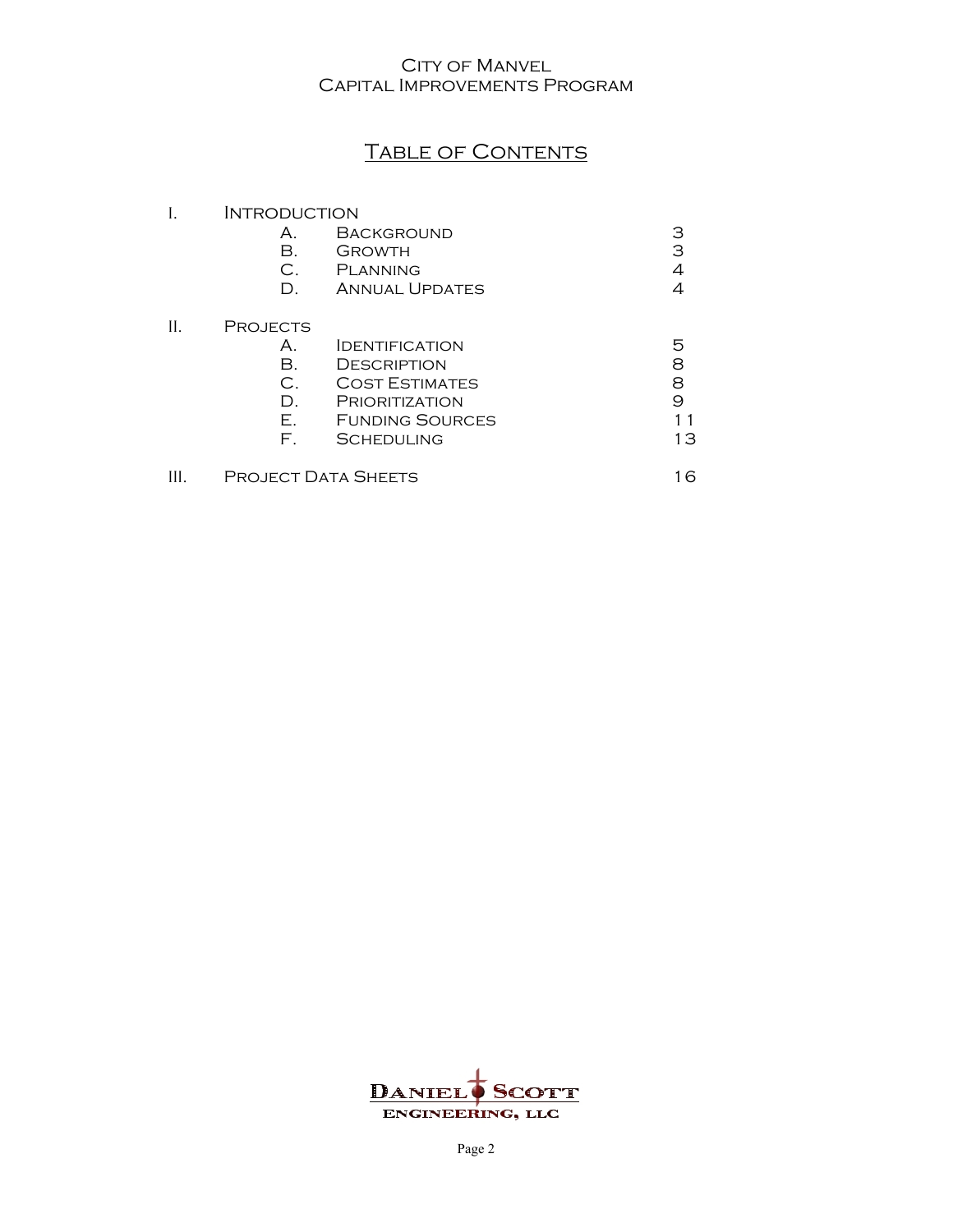# City of Manvel
# Capital Improvements Program

## Table of Contents

| | | | |
|---|---|---|---|
| I. | Introduction | | |
| | A. | Background | 3 |
| | B. | Growth | 3 |
| | C. | Planning | 4 |
| | D. | Annual Updates | 4 |
| II. | Projects | | |
| | A. | Identification | 5 |
| | B. | Description | 8 |
| | C. | Cost Estimates | 8 |
| | D. | Prioritization | 9 |
| | E. | Funding Sources | 11 |
| | F. | Scheduling | 13 |
| III. | Project Data Sheets | | 16 |

Daniel Scott Engineering, LLC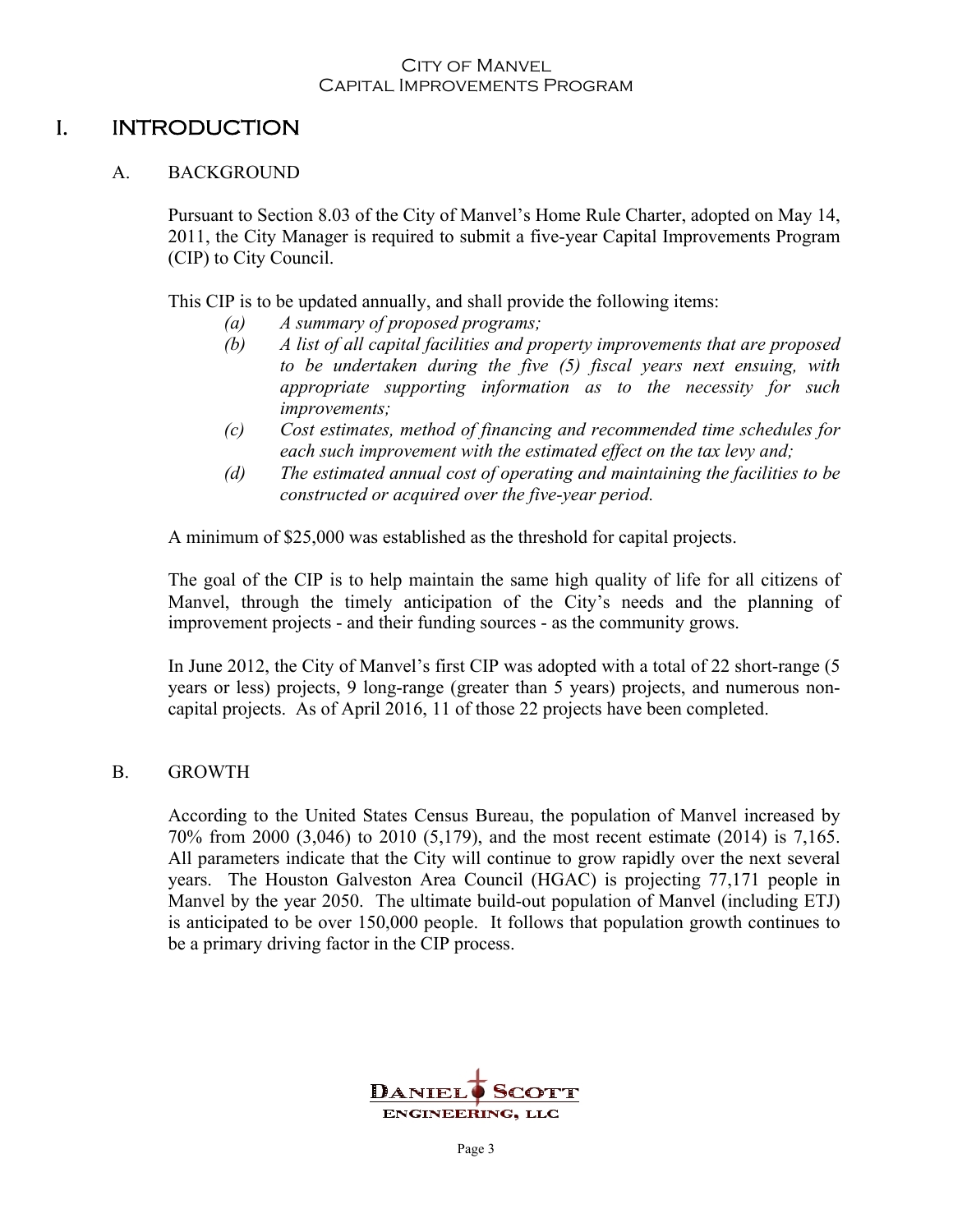# I. INTRODUCTION

## A. BACKGROUND

Pursuant to Section 8.03 of the City of Manvel's Home Rule Charter, adopted on May 14, 2011, the City Manager is required to submit a five-year Capital Improvements Program (CIP) to City Council.

This CIP is to be updated annually, and shall provide the following items:

- *(a) A summary of proposed programs;*
- *(b) A list of all capital facilities and property improvements that are proposed to be undertaken during the five (5) fiscal years next ensuing, with appropriate supporting information as to the necessity for such improvements;*
- *(c) Cost estimates, method of financing and recommended time schedules for each such improvement with the estimated effect on the tax levy and;*
- *(d) The estimated annual cost of operating and maintaining the facilities to be constructed or acquired over the five-year period.*

A minimum of $25,000 was established as the threshold for capital projects.

The goal of the CIP is to help maintain the same high quality of life for all citizens of Manvel, through the timely anticipation of the City's needs and the planning of improvement projects - and their funding sources - as the community grows.

In June 2012, the City of Manvel's first CIP was adopted with a total of 22 short-range (5 years or less) projects, 9 long-range (greater than 5 years) projects, and numerous non-capital projects. As of April 2016, 11 of those 22 projects have been completed.

## B. GROWTH

According to the United States Census Bureau, the population of Manvel increased by 70% from 2000 (3,046) to 2010 (5,179), and the most recent estimate (2014) is 7,165. All parameters indicate that the City will continue to grow rapidly over the next several years. The Houston Galveston Area Council (HGAC) is projecting 77,171 people in Manvel by the year 2050. The ultimate build-out population of Manvel (including ETJ) is anticipated to be over 150,000 people. It follows that population growth continues to be a primary driving factor in the CIP process.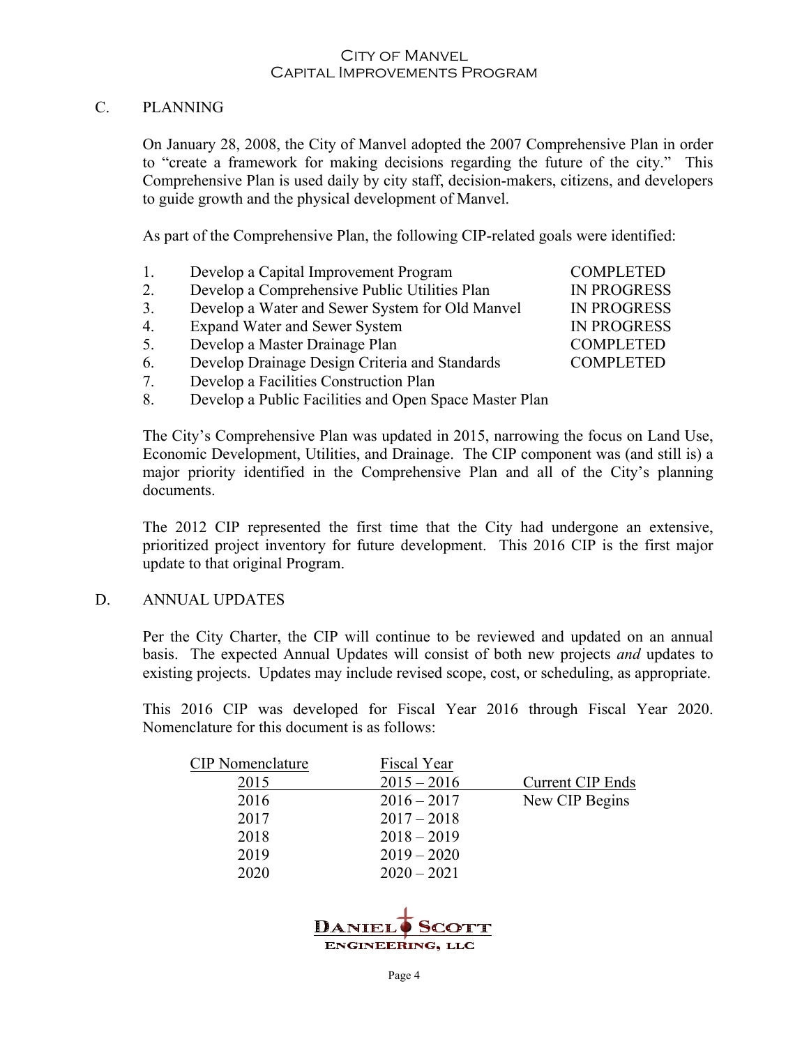## C. PLANNING

On January 28, 2008, the City of Manvel adopted the 2007 Comprehensive Plan in order to "create a framework for making decisions regarding the future of the city." This Comprehensive Plan is used daily by city staff, decision-makers, citizens, and developers to guide growth and the physical development of Manvel.

As part of the Comprehensive Plan, the following CIP-related goals were identified:

| | Goal | Status |
|---|---|---|
| 1. | Develop a Capital Improvement Program | COMPLETED |
| 2. | Develop a Comprehensive Public Utilities Plan | IN PROGRESS |
| 3. | Develop a Water and Sewer System for Old Manvel | IN PROGRESS |
| 4. | Expand Water and Sewer System | IN PROGRESS |
| 5. | Develop a Master Drainage Plan | COMPLETED |
| 6. | Develop Drainage Design Criteria and Standards | COMPLETED |
| 7. | Develop a Facilities Construction Plan | |
| 8. | Develop a Public Facilities and Open Space Master Plan | |

The City's Comprehensive Plan was updated in 2015, narrowing the focus on Land Use, Economic Development, Utilities, and Drainage. The CIP component was (and still is) a major priority identified in the Comprehensive Plan and all of the City's planning documents.

The 2012 CIP represented the first time that the City had undergone an extensive, prioritized project inventory for future development. This 2016 CIP is the first major update to that original Program.

## D. ANNUAL UPDATES

Per the City Charter, the CIP will continue to be reviewed and updated on an annual basis. The expected Annual Updates will consist of both new projects *and* updates to existing projects. Updates may include revised scope, cost, or scheduling, as appropriate.

This 2016 CIP was developed for Fiscal Year 2016 through Fiscal Year 2020. Nomenclature for this document is as follows:

| CIP Nomenclature | Fiscal Year | |
|---|---|---|
| 2015 | 2015 – 2016 | Current CIP Ends |
| 2016 | 2016 – 2017 | New CIP Begins |
| 2017 | 2017 – 2018 | |
| 2018 | 2018 – 2019 | |
| 2019 | 2019 – 2020 | |
| 2020 | 2020 – 2021 | |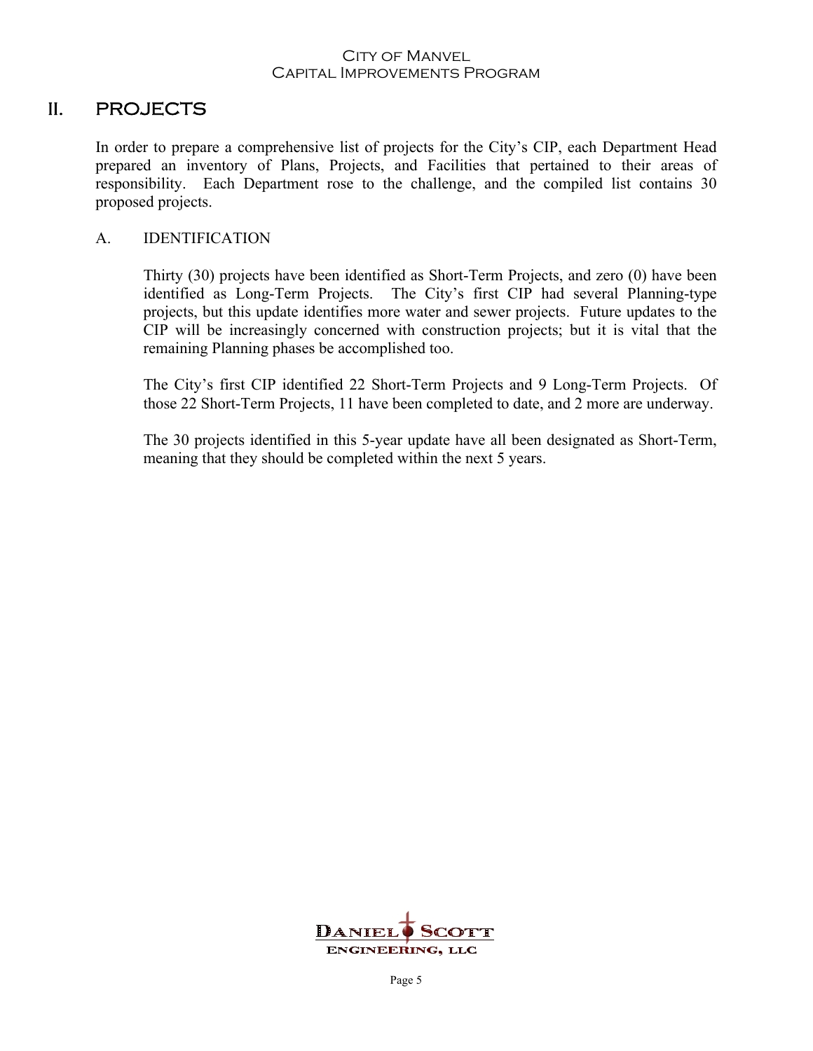## II. PROJECTS

In order to prepare a comprehensive list of projects for the City's CIP, each Department Head prepared an inventory of Plans, Projects, and Facilities that pertained to their areas of responsibility. Each Department rose to the challenge, and the compiled list contains 30 proposed projects.

### A. IDENTIFICATION

Thirty (30) projects have been identified as Short-Term Projects, and zero (0) have been identified as Long-Term Projects. The City's first CIP had several Planning-type projects, but this update identifies more water and sewer projects. Future updates to the CIP will be increasingly concerned with construction projects; but it is vital that the remaining Planning phases be accomplished too.

The City's first CIP identified 22 Short-Term Projects and 9 Long-Term Projects. Of those 22 Short-Term Projects, 11 have been completed to date, and 2 more are underway.

The 30 projects identified in this 5-year update have all been designated as Short-Term, meaning that they should be completed within the next 5 years.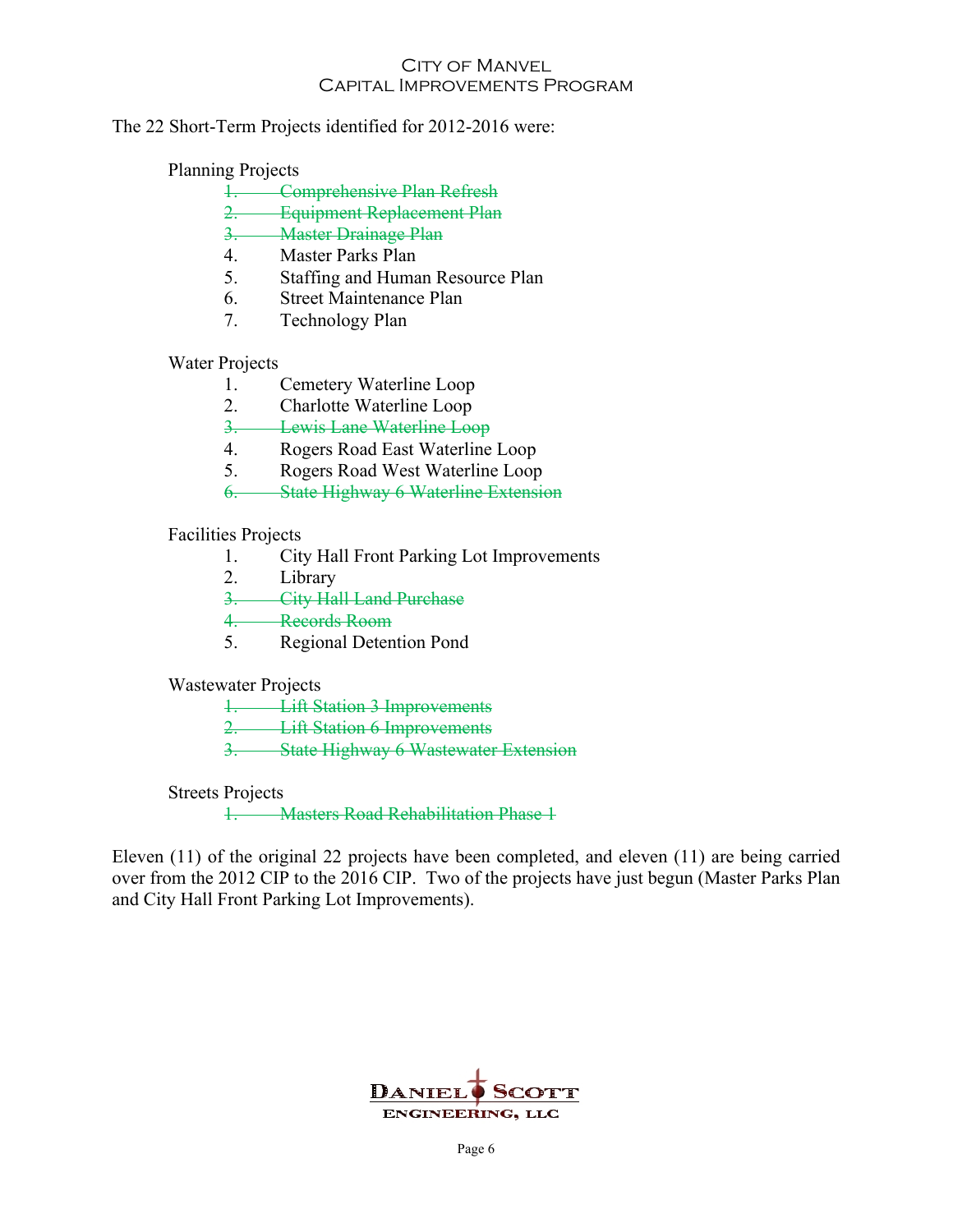The 22 Short-Term Projects identified for 2012-2016 were:

Planning Projects

1. ~~Comprehensive Plan Refresh~~
2. ~~Equipment Replacement Plan~~
3. ~~Master Drainage Plan~~
4. Master Parks Plan
5. Staffing and Human Resource Plan
6. Street Maintenance Plan
7. Technology Plan

Water Projects

1. Cemetery Waterline Loop
2. Charlotte Waterline Loop
3. ~~Lewis Lane Waterline Loop~~
4. Rogers Road East Waterline Loop
5. Rogers Road West Waterline Loop
6. ~~State Highway 6 Waterline Extension~~

Facilities Projects

1. City Hall Front Parking Lot Improvements
2. Library
3. ~~City Hall Land Purchase~~
4. ~~Records Room~~
5. Regional Detention Pond

Wastewater Projects

1. ~~Lift Station 3 Improvements~~
2. ~~Lift Station 6 Improvements~~
3. ~~State Highway 6 Wastewater Extension~~

Streets Projects

1. ~~Masters Road Rehabilitation Phase 1~~

Eleven (11) of the original 22 projects have been completed, and eleven (11) are being carried over from the 2012 CIP to the 2016 CIP. Two of the projects have just begun (Master Parks Plan and City Hall Front Parking Lot Improvements).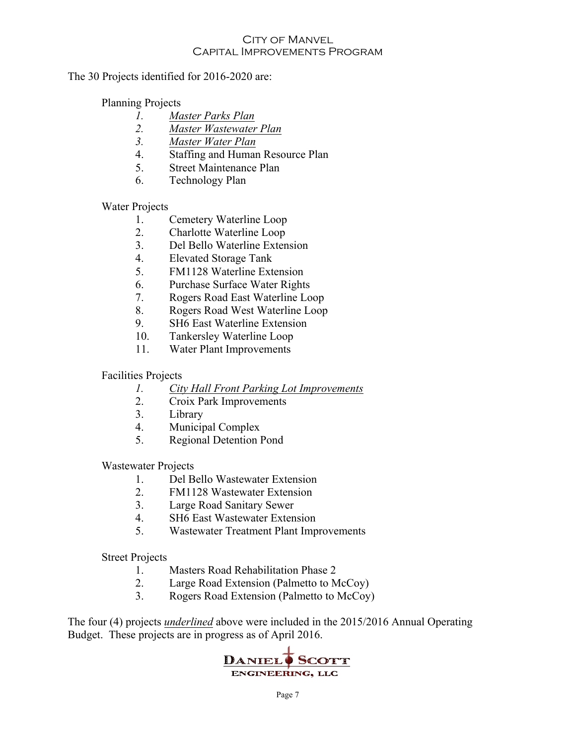The 30 Projects identified for 2016-2020 are:

Planning Projects

1. <u>*Master Parks Plan*</u>
2. <u>*Master Wastewater Plan*</u>
3. <u>*Master Water Plan*</u>
4. Staffing and Human Resource Plan
5. Street Maintenance Plan
6. Technology Plan

Water Projects

1. Cemetery Waterline Loop
2. Charlotte Waterline Loop
3. Del Bello Waterline Extension
4. Elevated Storage Tank
5. FM1128 Waterline Extension
6. Purchase Surface Water Rights
7. Rogers Road East Waterline Loop
8. Rogers Road West Waterline Loop
9. SH6 East Waterline Extension
10. Tankersley Waterline Loop
11. Water Plant Improvements

Facilities Projects

1. <u>*City Hall Front Parking Lot Improvements*</u>
2. Croix Park Improvements
3. Library
4. Municipal Complex
5. Regional Detention Pond

Wastewater Projects

1. Del Bello Wastewater Extension
2. FM1128 Wastewater Extension
3. Large Road Sanitary Sewer
4. SH6 East Wastewater Extension
5. Wastewater Treatment Plant Improvements

Street Projects

1. Masters Road Rehabilitation Phase 2
2. Large Road Extension (Palmetto to McCoy)
3. Rogers Road Extension (Palmetto to McCoy)

The four (4) projects <u>*underlined*</u> above were included in the 2015/2016 Annual Operating Budget. These projects are in progress as of April 2016.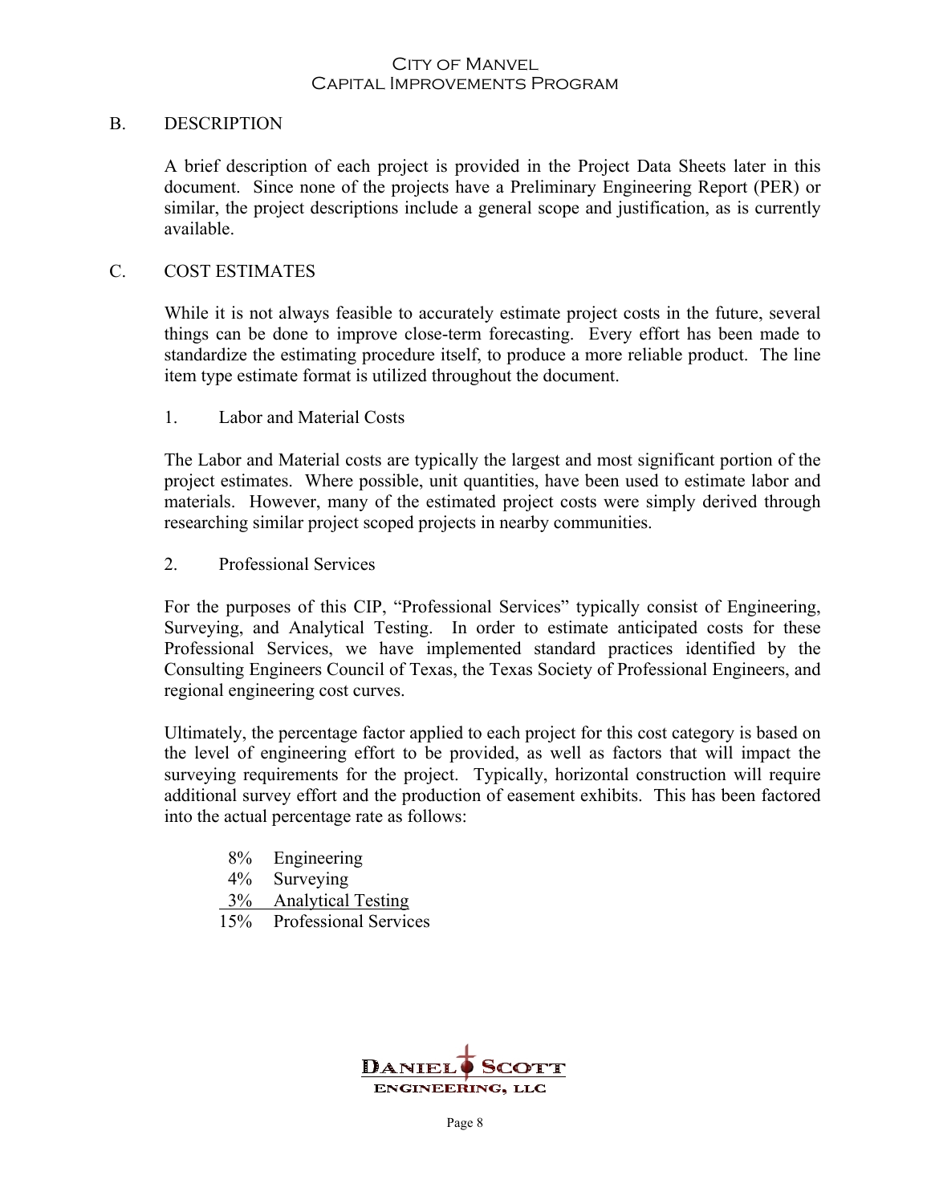## B. DESCRIPTION

A brief description of each project is provided in the Project Data Sheets later in this document. Since none of the projects have a Preliminary Engineering Report (PER) or similar, the project descriptions include a general scope and justification, as is currently available.

## C. COST ESTIMATES

While it is not always feasible to accurately estimate project costs in the future, several things can be done to improve close-term forecasting. Every effort has been made to standardize the estimating procedure itself, to produce a more reliable product. The line item type estimate format is utilized throughout the document.

### 1. Labor and Material Costs

The Labor and Material costs are typically the largest and most significant portion of the project estimates. Where possible, unit quantities, have been used to estimate labor and materials. However, many of the estimated project costs were simply derived through researching similar project scoped projects in nearby communities.

### 2. Professional Services

For the purposes of this CIP, "Professional Services" typically consist of Engineering, Surveying, and Analytical Testing. In order to estimate anticipated costs for these Professional Services, we have implemented standard practices identified by the Consulting Engineers Council of Texas, the Texas Society of Professional Engineers, and regional engineering cost curves.

Ultimately, the percentage factor applied to each project for this cost category is based on the level of engineering effort to be provided, as well as factors that will impact the surveying requirements for the project. Typically, horizontal construction will require additional survey effort and the production of easement exhibits. This has been factored into the actual percentage rate as follows:

| | |
|---|---|
| 8% | Engineering |
| 4% | Surveying |
| 3% | Analytical Testing |
| 15% | Professional Services |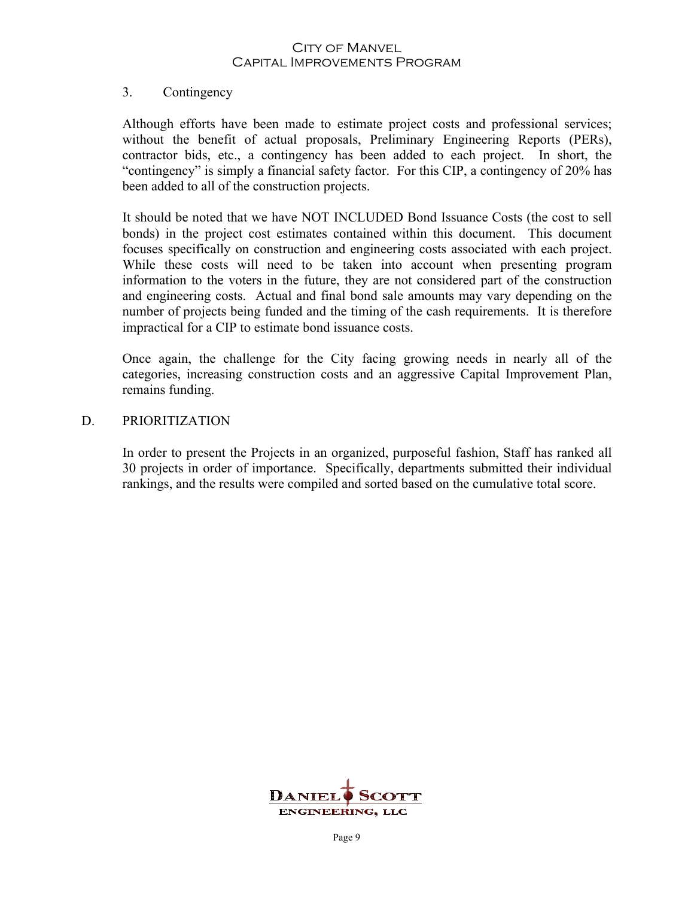### 3. Contingency

Although efforts have been made to estimate project costs and professional services; without the benefit of actual proposals, Preliminary Engineering Reports (PERs), contractor bids, etc., a contingency has been added to each project. In short, the "contingency" is simply a financial safety factor. For this CIP, a contingency of 20% has been added to all of the construction projects.

It should be noted that we have NOT INCLUDED Bond Issuance Costs (the cost to sell bonds) in the project cost estimates contained within this document. This document focuses specifically on construction and engineering costs associated with each project. While these costs will need to be taken into account when presenting program information to the voters in the future, they are not considered part of the construction and engineering costs. Actual and final bond sale amounts may vary depending on the number of projects being funded and the timing of the cash requirements. It is therefore impractical for a CIP to estimate bond issuance costs.

Once again, the challenge for the City facing growing needs in nearly all of the categories, increasing construction costs and an aggressive Capital Improvement Plan, remains funding.

## D. PRIORITIZATION

In order to present the Projects in an organized, purposeful fashion, Staff has ranked all 30 projects in order of importance. Specifically, departments submitted their individual rankings, and the results were compiled and sorted based on the cumulative total score.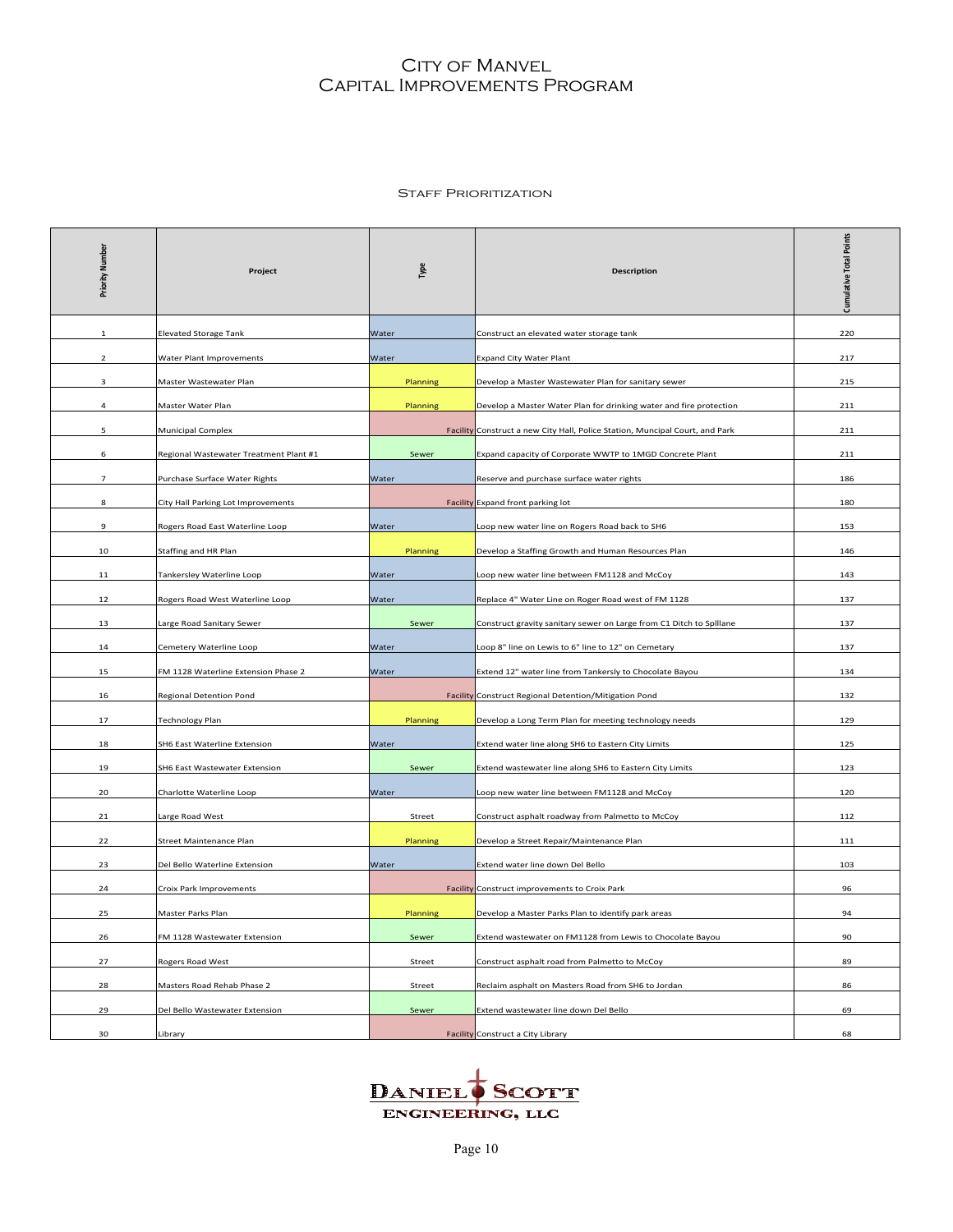# City of Manvel
# Capital Improvements Program

### Staff Prioritization

| Priority Number | Project | Type | Description | Cumulative Total Points |
|---|---|---|---|---|
| 1 | Elevated Storage Tank | Water | Construct an elevated water storage tank | 220 |
| 2 | Water Plant Improvements | Water | Expand City Water Plant | 217 |
| 3 | Master Wastewater Plan | Planning | Develop a Master Wastewater Plan for sanitary sewer | 215 |
| 4 | Master Water Plan | Planning | Develop a Master Water Plan for drinking water and fire protection | 211 |
| 5 | Municipal Complex | Facility | Construct a new City Hall, Police Station, Muncipal Court, and Park | 211 |
| 6 | Regional Wastewater Treatment Plant #1 | Sewer | Expand capacity of Corporate WWTP to 1MGD Concrete Plant | 211 |
| 7 | Purchase Surface Water Rights | Water | Reserve and purchase surface water rights | 186 |
| 8 | City Hall Parking Lot Improvements | Facility | Expand front parking lot | 180 |
| 9 | Rogers Road East Waterline Loop | Water | Loop new water line on Rogers Road back to SH6 | 153 |
| 10 | Staffing and HR Plan | Planning | Develop a Staffing Growth and Human Resources Plan | 146 |
| 11 | Tankersley Waterline Loop | Water | Loop new water line between FM1128 and McCoy | 143 |
| 12 | Rogers Road West Waterline Loop | Water | Replace 4" Water Line on Roger Road west of FM 1128 | 137 |
| 13 | Large Road Sanitary Sewer | Sewer | Construct gravity sanitary sewer on Large from C1 Ditch to Splllane | 137 |
| 14 | Cemetery Waterline Loop | Water | Loop 8" line on Lewis to 6" line to 12" on Cemetary | 137 |
| 15 | FM 1128 Waterline Extension Phase 2 | Water | Extend 12" water line from Tankersly to Chocolate Bayou | 134 |
| 16 | Regional Detention Pond | Facility | Construct Regional Detention/Mitigation Pond | 132 |
| 17 | Technology Plan | Planning | Develop a Long Term Plan for meeting technology needs | 129 |
| 18 | SH6 East Waterline Extension | Water | Extend water line along SH6 to Eastern City Limits | 125 |
| 19 | SH6 East Wastewater Extension | Sewer | Extend wastewater line along SH6 to Eastern City Limits | 123 |
| 20 | Charlotte Waterline Loop | Water | Loop new water line between FM1128 and McCoy | 120 |
| 21 | Large Road West | Street | Construct asphalt roadway from Palmetto to McCoy | 112 |
| 22 | Street Maintenance Plan | Planning | Develop a Street Repair/Maintenance Plan | 111 |
| 23 | Del Bello Waterline Extension | Water | Extend water line down Del Bello | 103 |
| 24 | Croix Park Improvements | Facility | Construct improvements to Croix Park | 96 |
| 25 | Master Parks Plan | Planning | Develop a Master Parks Plan to identify park areas | 94 |
| 26 | FM 1128 Wastewater Extension | Sewer | Extend wastewater on FM1128 from Lewis to Chocolate Bayou | 90 |
| 27 | Rogers Road West | Street | Construct asphalt road from Palmetto to McCoy | 89 |
| 28 | Masters Road Rehab Phase 2 | Street | Reclaim asphalt on Masters Road from SH6 to Jordan | 86 |
| 29 | Del Bello Wastewater Extension | Sewer | Extend wastewater line down Del Bello | 69 |
| 30 | Library | Facility | Construct a City Library | 68 |

Daniel Scott Engineering, LLC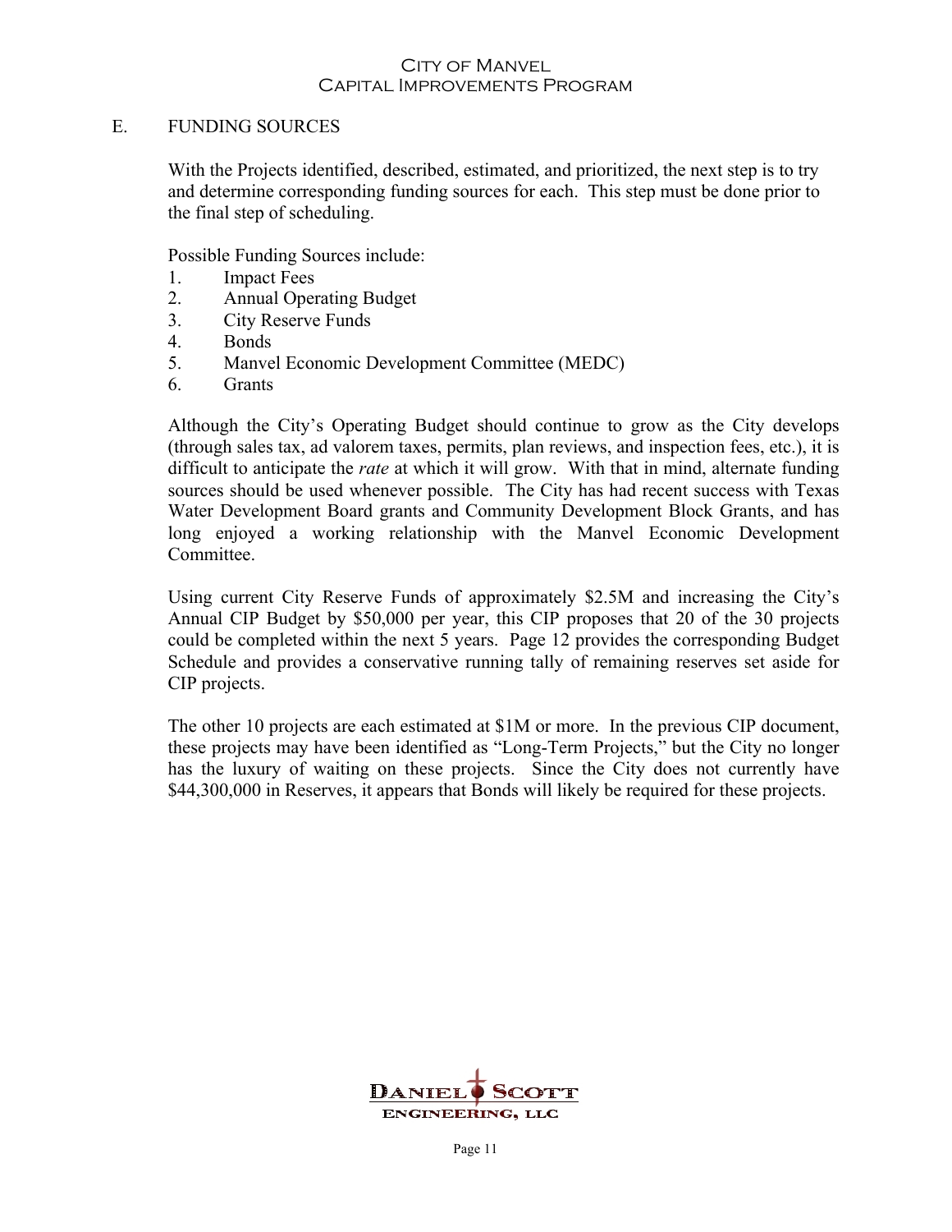## E. FUNDING SOURCES

With the Projects identified, described, estimated, and prioritized, the next step is to try and determine corresponding funding sources for each. This step must be done prior to the final step of scheduling.

Possible Funding Sources include:

1. Impact Fees
2. Annual Operating Budget
3. City Reserve Funds
4. Bonds
5. Manvel Economic Development Committee (MEDC)
6. Grants

Although the City's Operating Budget should continue to grow as the City develops (through sales tax, ad valorem taxes, permits, plan reviews, and inspection fees, etc.), it is difficult to anticipate the *rate* at which it will grow. With that in mind, alternate funding sources should be used whenever possible. The City has had recent success with Texas Water Development Board grants and Community Development Block Grants, and has long enjoyed a working relationship with the Manvel Economic Development Committee.

Using current City Reserve Funds of approximately $2.5M and increasing the City's Annual CIP Budget by $50,000 per year, this CIP proposes that 20 of the 30 projects could be completed within the next 5 years. Page 12 provides the corresponding Budget Schedule and provides a conservative running tally of remaining reserves set aside for CIP projects.

The other 10 projects are each estimated at $1M or more. In the previous CIP document, these projects may have been identified as "Long-Term Projects," but the City no longer has the luxury of waiting on these projects. Since the City does not currently have $44,300,000 in Reserves, it appears that Bonds will likely be required for these projects.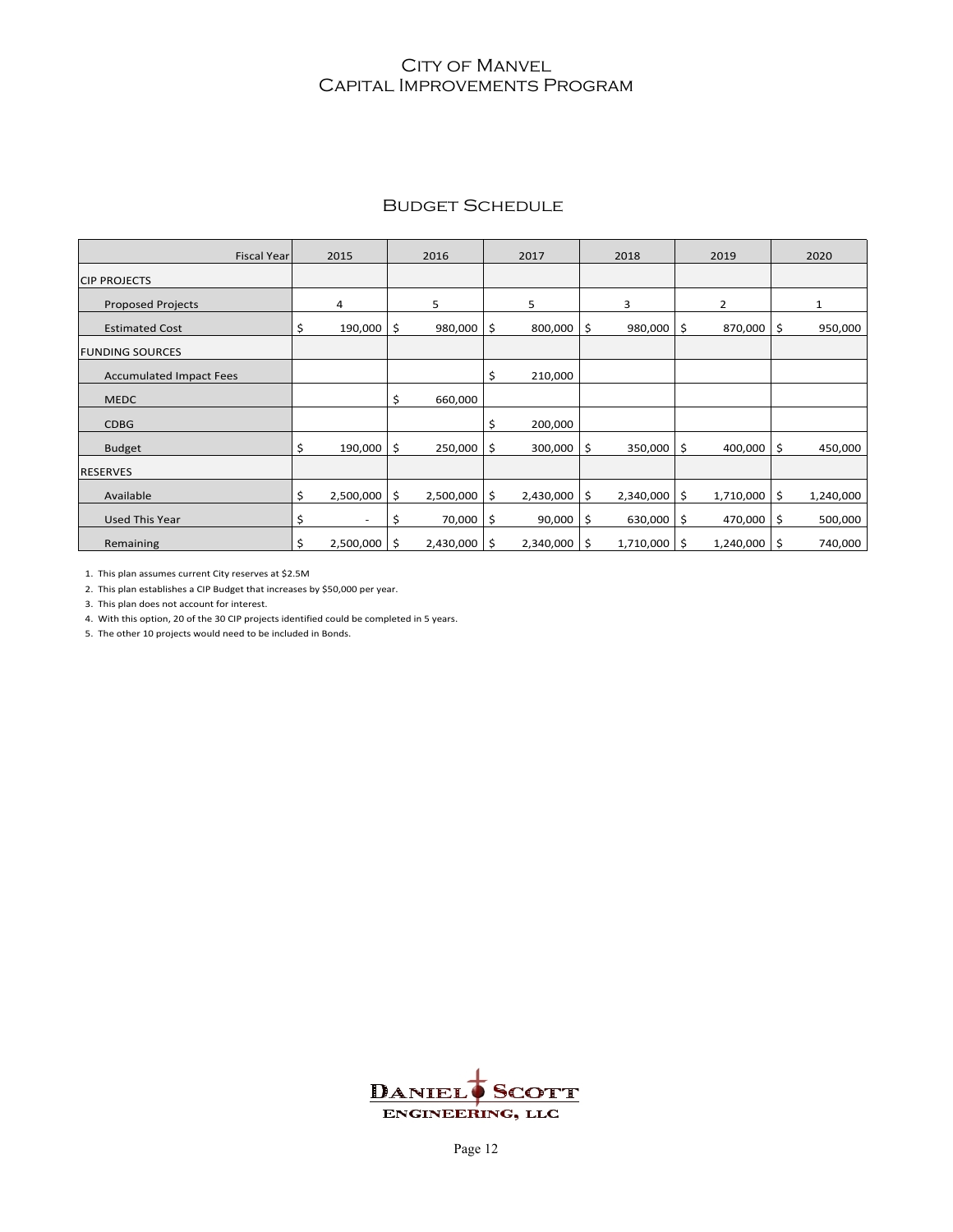# City of Manvel
# Capital Improvements Program

## Budget Schedule

| Fiscal Year | 2015 | 2016 | 2017 | 2018 | 2019 | 2020 |
|---|---|---|---|---|---|---|
| **CIP PROJECTS** | | | | | | |
| Proposed Projects | 4 | 5 | 5 | 3 | 2 | 1 |
| Estimated Cost | $ 190,000 | $ 980,000 | $ 800,000 | $ 980,000 | $ 870,000 | $ 950,000 |
| **FUNDING SOURCES** | | | | | | |
| Accumulated Impact Fees | | | $ 210,000 | | | |
| MEDC | | $ 660,000 | | | | |
| CDBG | | | $ 200,000 | | | |
| Budget | $ 190,000 | $ 250,000 | $ 300,000 | $ 350,000 | $ 400,000 | $ 450,000 |
| **RESERVES** | | | | | | |
| Available | $ 2,500,000 | $ 2,500,000 | $ 2,430,000 | $ 2,340,000 | $ 1,710,000 | $ 1,240,000 |
| Used This Year | $ - | $ 70,000 | $ 90,000 | $ 630,000 | $ 470,000 | $ 500,000 |
| Remaining | $ 2,500,000 | $ 2,430,000 | $ 2,340,000 | $ 1,710,000 | $ 1,240,000 | $ 740,000 |

1. This plan assumes current City reserves at $2.5M
2. This plan establishes a CIP Budget that increases by $50,000 per year.
3. This plan does not account for interest.
4. With this option, 20 of the 30 CIP projects identified could be completed in 5 years.
5. The other 10 projects would need to be included in Bonds.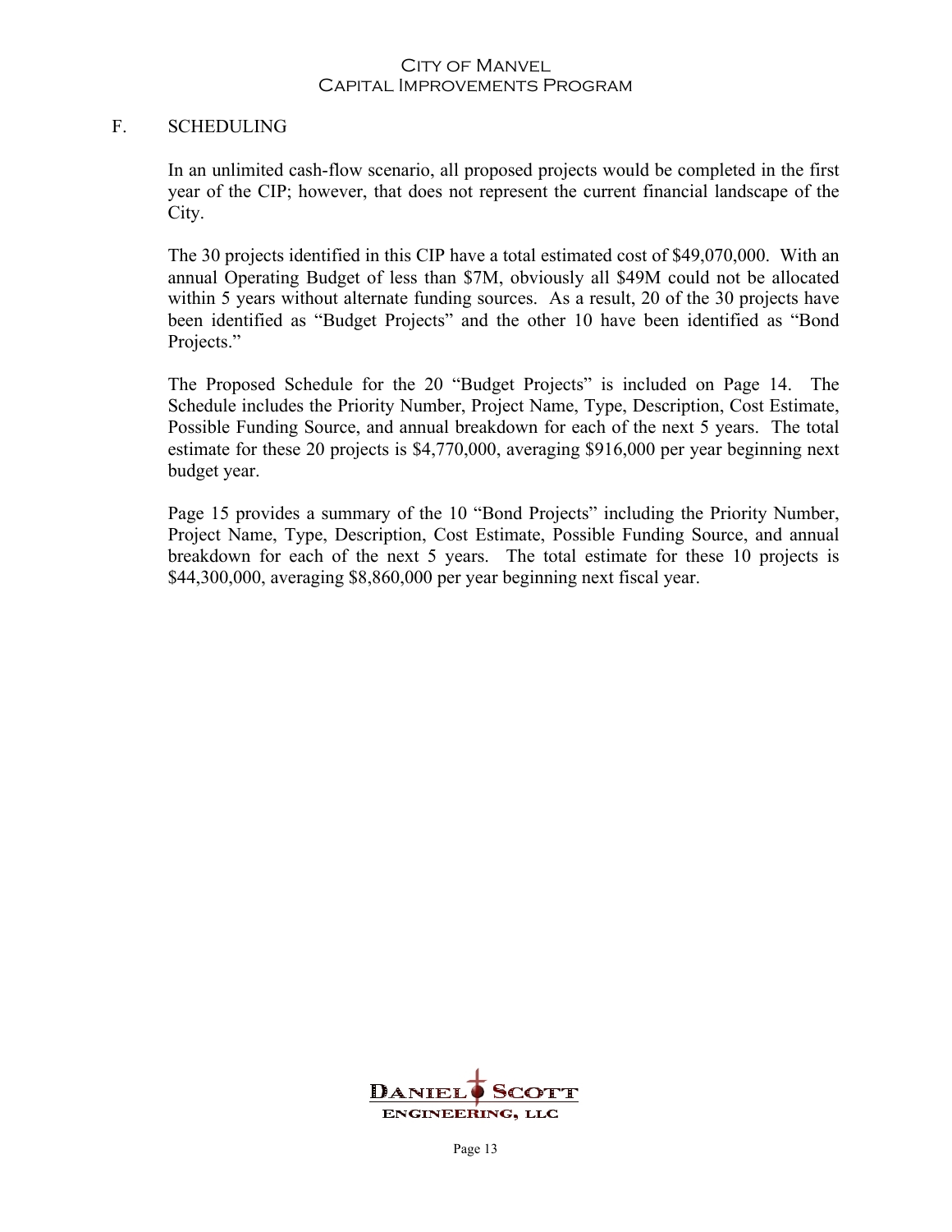## F. SCHEDULING

In an unlimited cash-flow scenario, all proposed projects would be completed in the first year of the CIP; however, that does not represent the current financial landscape of the City.

The 30 projects identified in this CIP have a total estimated cost of $49,070,000. With an annual Operating Budget of less than $7M, obviously all $49M could not be allocated within 5 years without alternate funding sources. As a result, 20 of the 30 projects have been identified as "Budget Projects" and the other 10 have been identified as "Bond Projects."

The Proposed Schedule for the 20 "Budget Projects" is included on Page 14. The Schedule includes the Priority Number, Project Name, Type, Description, Cost Estimate, Possible Funding Source, and annual breakdown for each of the next 5 years. The total estimate for these 20 projects is $4,770,000, averaging $916,000 per year beginning next budget year.

Page 15 provides a summary of the 10 "Bond Projects" including the Priority Number, Project Name, Type, Description, Cost Estimate, Possible Funding Source, and annual breakdown for each of the next 5 years. The total estimate for these 10 projects is $44,300,000, averaging $8,860,000 per year beginning next fiscal year.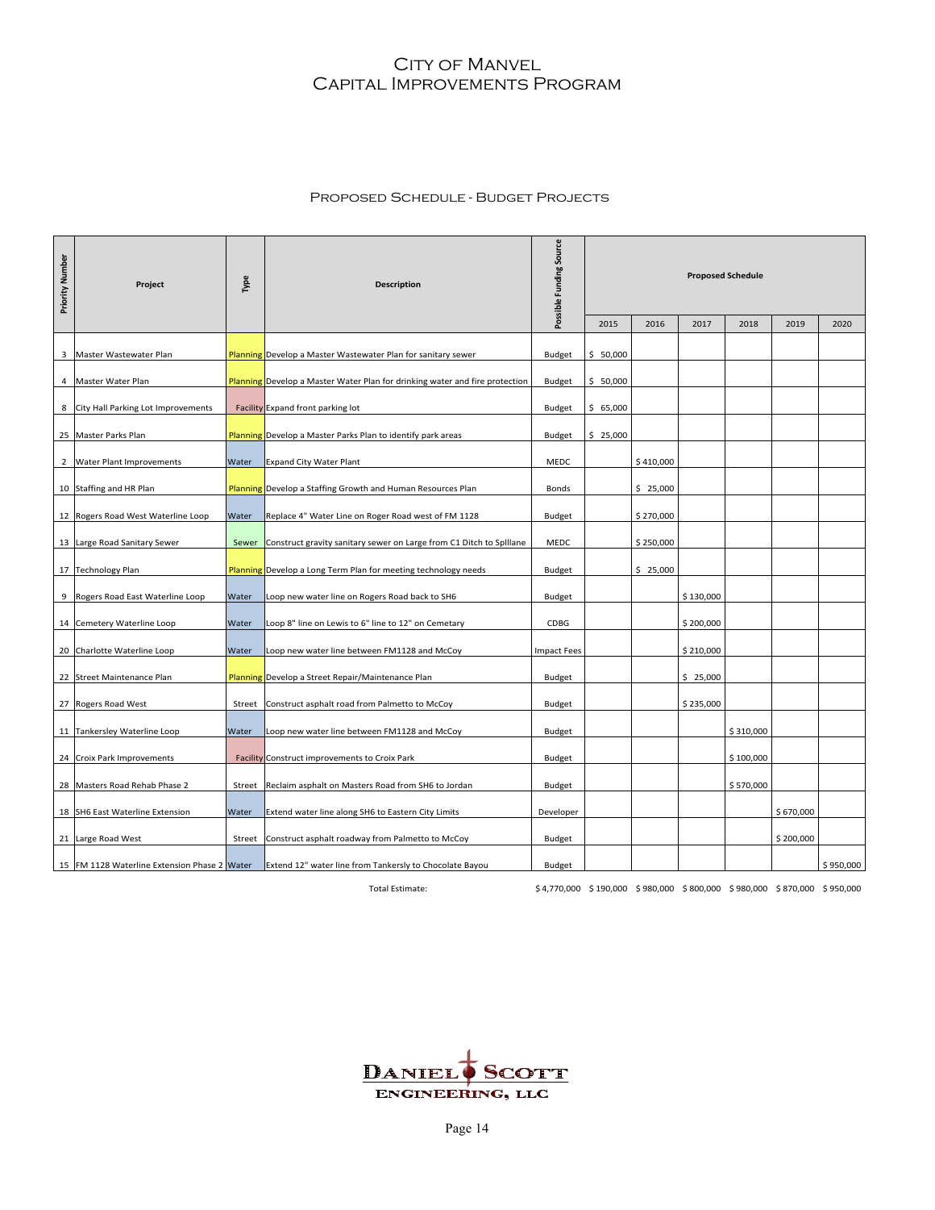# City of Manvel
# Capital Improvements Program

## Proposed Schedule - Budget Projects

| Priority Number | Project | Type | Description | Possible Funding Source | Proposed Schedule | | | | | |
|---|---|---|---|---|---|---|---|---|---|---|
| | | | | | 2015 | 2016 | 2017 | 2018 | 2019 | 2020 |
| 3 | Master Wastewater Plan | Planning | Develop a Master Wastewater Plan for sanitary sewer | Budget | $ 50,000 | | | | | |
| 4 | Master Water Plan | Planning | Develop a Master Water Plan for drinking water and fire protection | Budget | $ 50,000 | | | | | |
| 8 | City Hall Parking Lot Improvements | Facility | Expand front parking lot | Budget | $ 65,000 | | | | | |
| 25 | Master Parks Plan | Planning | Develop a Master Parks Plan to identify park areas | Budget | $ 25,000 | | | | | |
| 2 | Water Plant Improvements | Water | Expand City Water Plant | MEDC | | $ 410,000 | | | | |
| 10 | Staffing and HR Plan | Planning | Develop a Staffing Growth and Human Resources Plan | Bonds | | $ 25,000 | | | | |
| 12 | Rogers Road West Waterline Loop | Water | Replace 4" Water Line on Roger Road west of FM 1128 | Budget | | $ 270,000 | | | | |
| 13 | Large Road Sanitary Sewer | Sewer | Construct gravity sanitary sewer on Large from C1 Ditch to Splllane | MEDC | | $ 250,000 | | | | |
| 17 | Technology Plan | Planning | Develop a Long Term Plan for meeting technology needs | Budget | | $ 25,000 | | | | |
| 9 | Rogers Road East Waterline Loop | Water | Loop new water line on Rogers Road back to SH6 | Budget | | | $ 130,000 | | | |
| 14 | Cemetery Waterline Loop | Water | Loop 8" line on Lewis to 6" line to 12" on Cemetary | CDBG | | | $ 200,000 | | | |
| 20 | Charlotte Waterline Loop | Water | Loop new water line between FM1128 and McCoy | Impact Fees | | | $ 210,000 | | | |
| 22 | Street Maintenance Plan | Planning | Develop a Street Repair/Maintenance Plan | Budget | | | $ 25,000 | | | |
| 27 | Rogers Road West | Street | Construct asphalt road from Palmetto to McCoy | Budget | | | $ 235,000 | | | |
| 11 | Tankersley Waterline Loop | Water | Loop new water line between FM1128 and McCoy | Budget | | | | $ 310,000 | | |
| 24 | Croix Park Improvements | Facility | Construct improvements to Croix Park | Budget | | | | $ 100,000 | | |
| 28 | Masters Road Rehab Phase 2 | Street | Reclaim asphalt on Masters Road from SH6 to Jordan | Budget | | | | $ 570,000 | | |
| 18 | SH6 East Waterline Extension | Water | Extend water line along SH6 to Eastern City Limits | Developer | | | | | $ 670,000 | |
| 21 | Large Road West | Street | Construct asphalt roadway from Palmetto to McCoy | Budget | | | | | $ 200,000 | |
| 15 | FM 1128 Waterline Extension Phase 2 | Water | Extend 12" water line from Tankersly to Chocolate Bayou | Budget | | | | | | $ 950,000 |
| | | | Total Estimate: | $ 4,770,000 | $ 190,000 | $ 980,000 | $ 800,000 | $ 980,000 | $ 870,000 | $ 950,000 |

**Daniel Scott Engineering, LLC**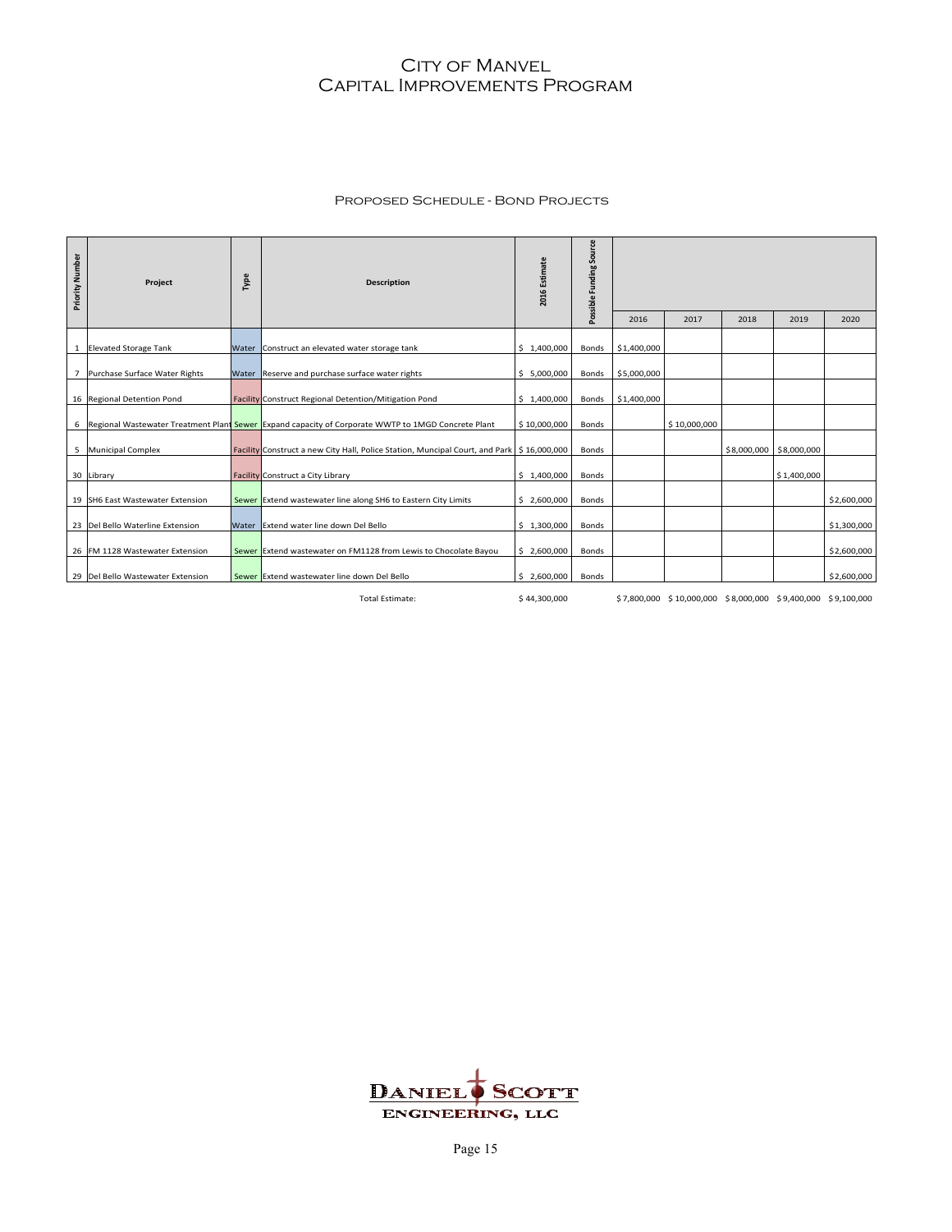# City of Manvel
# Capital Improvements Program

## Proposed Schedule - Bond Projects

| Priority Number | Project | Type | Description | 2016 Estimate | Possible Funding Source | 2016 | 2017 | 2018 | 2019 | 2020 |
|---|---|---|---|---|---|---|---|---|---|---|
| 1 | Elevated Storage Tank | Water | Construct an elevated water storage tank | $ 1,400,000 | Bonds | $1,400,000 | | | | |
| 7 | Purchase Surface Water Rights | Water | Reserve and purchase surface water rights | $ 5,000,000 | Bonds | $5,000,000 | | | | |
| 16 | Regional Detention Pond | Facility | Construct Regional Detention/Mitigation Pond | $ 1,400,000 | Bonds | $1,400,000 | | | | |
| 6 | Regional Wastewater Treatment Plant | Sewer | Expand capacity of Corporate WWTP to 1MGD Concrete Plant | $ 10,000,000 | Bonds | | $ 10,000,000 | | | |
| 5 | Municipal Complex | Facility | Construct a new City Hall, Police Station, Muncipal Court, and Park | $ 16,000,000 | Bonds | | | $8,000,000 | $8,000,000 | |
| 30 | Library | Facility | Construct a City Library | $ 1,400,000 | Bonds | | | | $ 1,400,000 | |
| 19 | SH6 East Wastewater Extension | Sewer | Extend wastewater line along SH6 to Eastern City Limits | $ 2,600,000 | Bonds | | | | | $2,600,000 |
| 23 | Del Bello Waterline Extension | Water | Extend water line down Del Bello | $ 1,300,000 | Bonds | | | | | $1,300,000 |
| 26 | FM 1128 Wastewater Extension | Sewer | Extend wastewater on FM1128 from Lewis to Chocolate Bayou | $ 2,600,000 | Bonds | | | | | $2,600,000 |
| 29 | Del Bello Wastewater Extension | Sewer | Extend wastewater line down Del Bello | $ 2,600,000 | Bonds | | | | | $2,600,000 |
| | | | Total Estimate: | $ 44,300,000 | | $ 7,800,000 | $ 10,000,000 | $ 8,000,000 | $ 9,400,000 | $ 9,100,000 |

Daniel Scott Engineering, LLC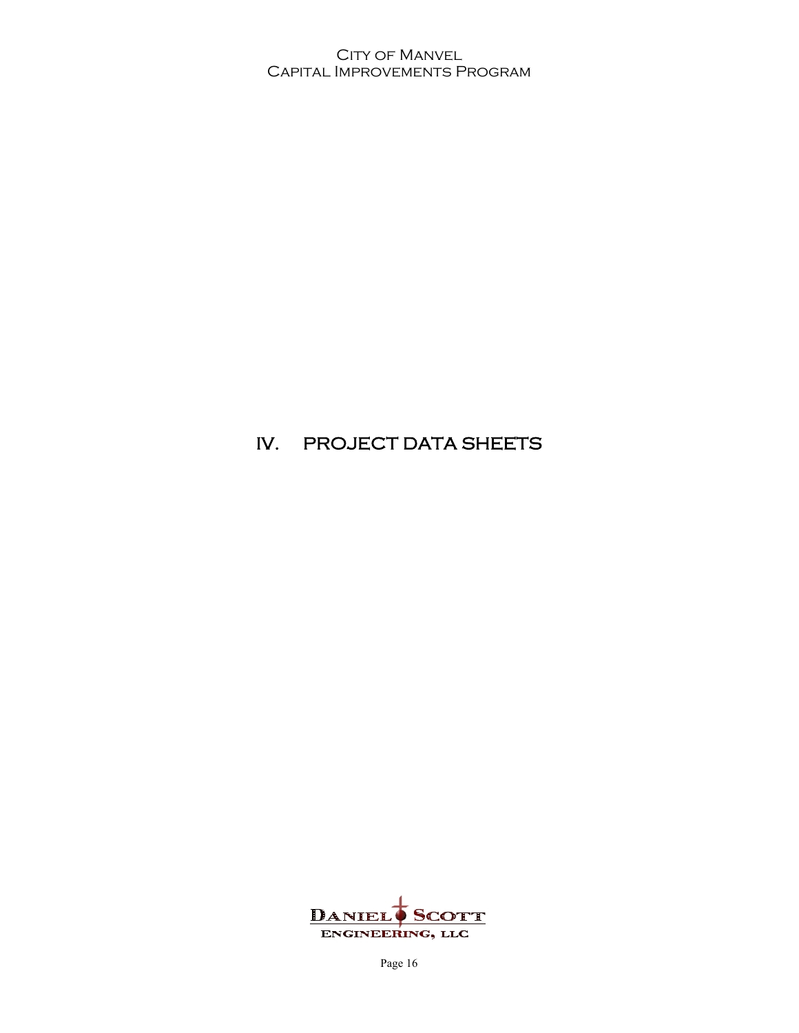# IV. PROJECT DATA SHEETS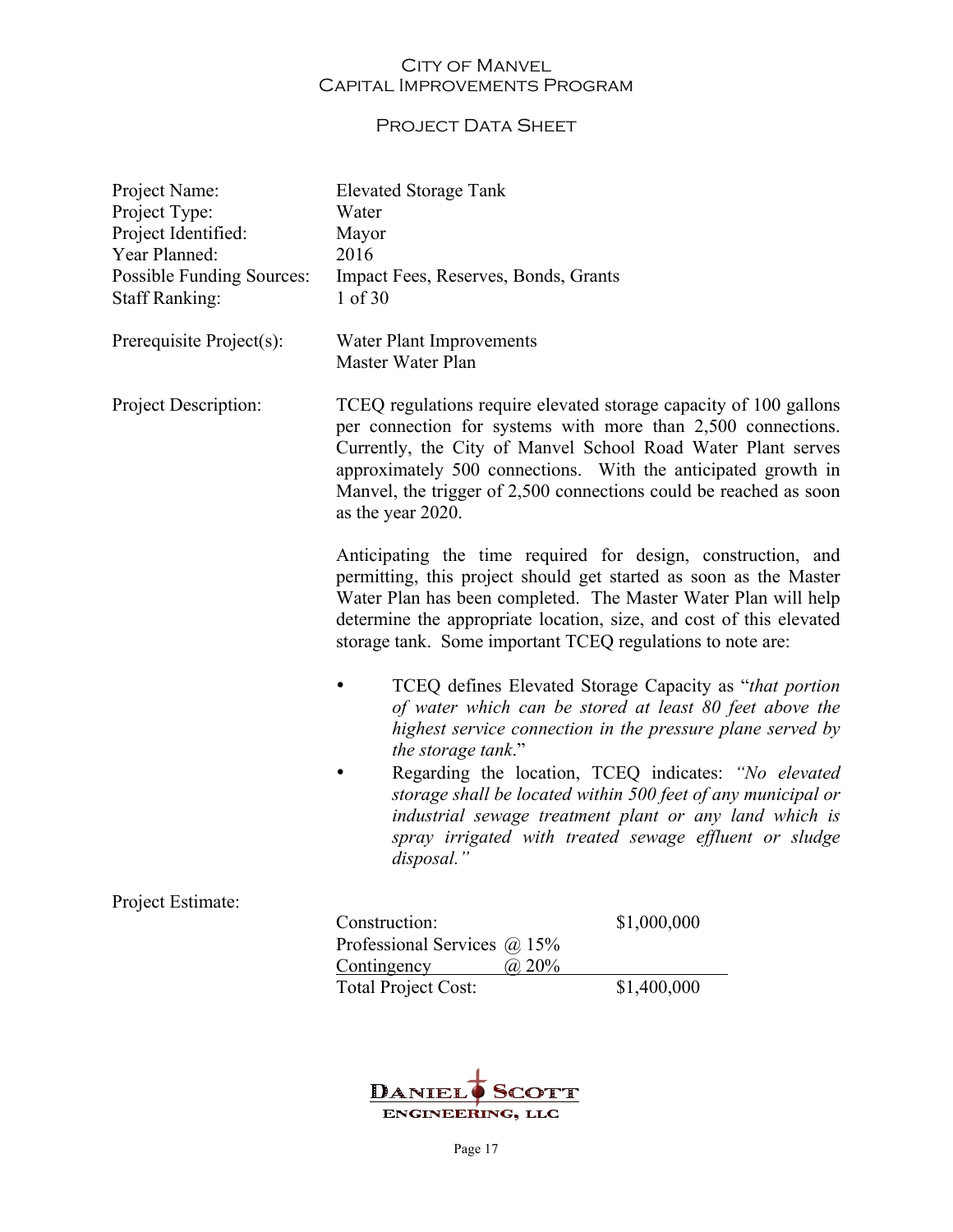# City of Manvel
# Capital Improvements Program

## Project Data Sheet

| | |
|---|---|
| Project Name: | Elevated Storage Tank |
| Project Type: | Water |
| Project Identified: | Mayor |
| Year Planned: | 2016 |
| Possible Funding Sources: | Impact Fees, Reserves, Bonds, Grants |
| Staff Ranking: | 1 of 30 |

**Prerequisite Project(s):**
Water Plant Improvements
Master Water Plan

**Project Description:**

TCEQ regulations require elevated storage capacity of 100 gallons per connection for systems with more than 2,500 connections. Currently, the City of Manvel School Road Water Plant serves approximately 500 connections. With the anticipated growth in Manvel, the trigger of 2,500 connections could be reached as soon as the year 2020.

Anticipating the time required for design, construction, and permitting, this project should get started as soon as the Master Water Plan has been completed. The Master Water Plan will help determine the appropriate location, size, and cost of this elevated storage tank. Some important TCEQ regulations to note are:

- TCEQ defines Elevated Storage Capacity as "*that portion of water which can be stored at least 80 feet above the highest service connection in the pressure plane served by the storage tank*."
- Regarding the location, TCEQ indicates: *"No elevated storage shall be located within 500 feet of any municipal or industrial sewage treatment plant or any land which is spray irrigated with treated sewage effluent or sludge disposal."*

**Project Estimate:**

| | | |
|---|---|---|
| Construction: | | $1,000,000 |
| Professional Services | @ 15% | |
| Contingency | @ 20% | |
| Total Project Cost: | | $1,400,000 |

Daniel Scott Engineering, LLC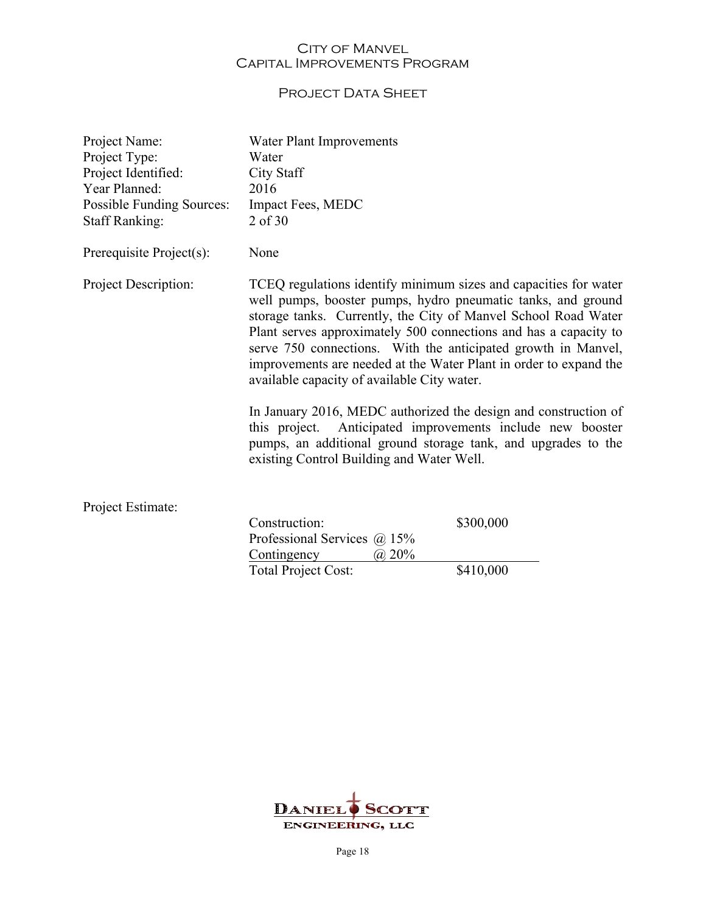# City of Manvel
## Capital Improvements Program

### Project Data Sheet

| | |
|---|---|
| Project Name: | Water Plant Improvements |
| Project Type: | Water |
| Project Identified: | City Staff |
| Year Planned: | 2016 |
| Possible Funding Sources: | Impact Fees, MEDC |
| Staff Ranking: | 2 of 30 |

Prerequisite Project(s): None

Project Description:

TCEQ regulations identify minimum sizes and capacities for water well pumps, booster pumps, hydro pneumatic tanks, and ground storage tanks. Currently, the City of Manvel School Road Water Plant serves approximately 500 connections and has a capacity to serve 750 connections. With the anticipated growth in Manvel, improvements are needed at the Water Plant in order to expand the available capacity of available City water.

In January 2016, MEDC authorized the design and construction of this project. Anticipated improvements include new booster pumps, an additional ground storage tank, and upgrades to the existing Control Building and Water Well.

Project Estimate:

| | | |
|---|---|---|
| Construction: | | $300,000 |
| Professional Services | @ 15% | |
| Contingency | @ 20% | |
| Total Project Cost: | | $410,000 |

Daniel Scott Engineering, LLC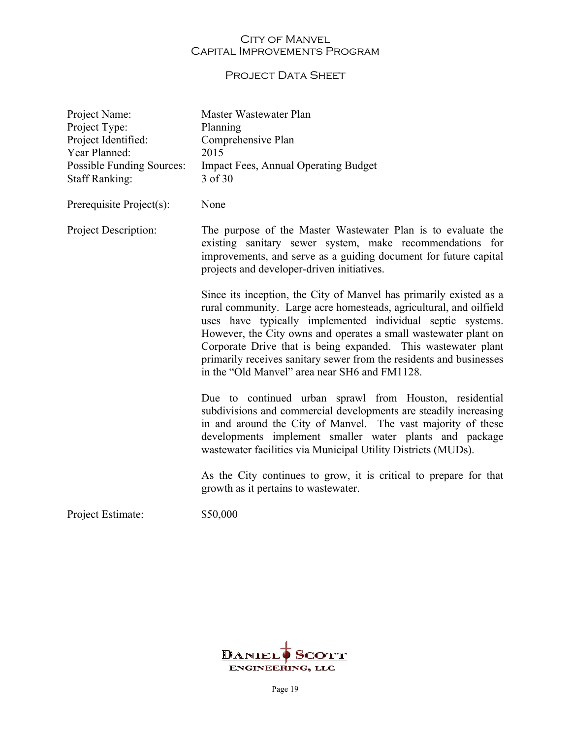# City of Manvel
# Capital Improvements Program

## Project Data Sheet

| | |
|---|---|
| Project Name: | Master Wastewater Plan |
| Project Type: | Planning |
| Project Identified: | Comprehensive Plan |
| Year Planned: | 2015 |
| Possible Funding Sources: | Impact Fees, Annual Operating Budget |
| Staff Ranking: | 3 of 30 |

Prerequisite Project(s): None

Project Description:

The purpose of the Master Wastewater Plan is to evaluate the existing sanitary sewer system, make recommendations for improvements, and serve as a guiding document for future capital projects and developer-driven initiatives.

Since its inception, the City of Manvel has primarily existed as a rural community. Large acre homesteads, agricultural, and oilfield uses have typically implemented individual septic systems. However, the City owns and operates a small wastewater plant on Corporate Drive that is being expanded. This wastewater plant primarily receives sanitary sewer from the residents and businesses in the "Old Manvel" area near SH6 and FM1128.

Due to continued urban sprawl from Houston, residential subdivisions and commercial developments are steadily increasing in and around the City of Manvel. The vast majority of these developments implement smaller water plants and package wastewater facilities via Municipal Utility Districts (MUDs).

As the City continues to grow, it is critical to prepare for that growth as it pertains to wastewater.

Project Estimate: $50,000

Daniel Scott Engineering, LLC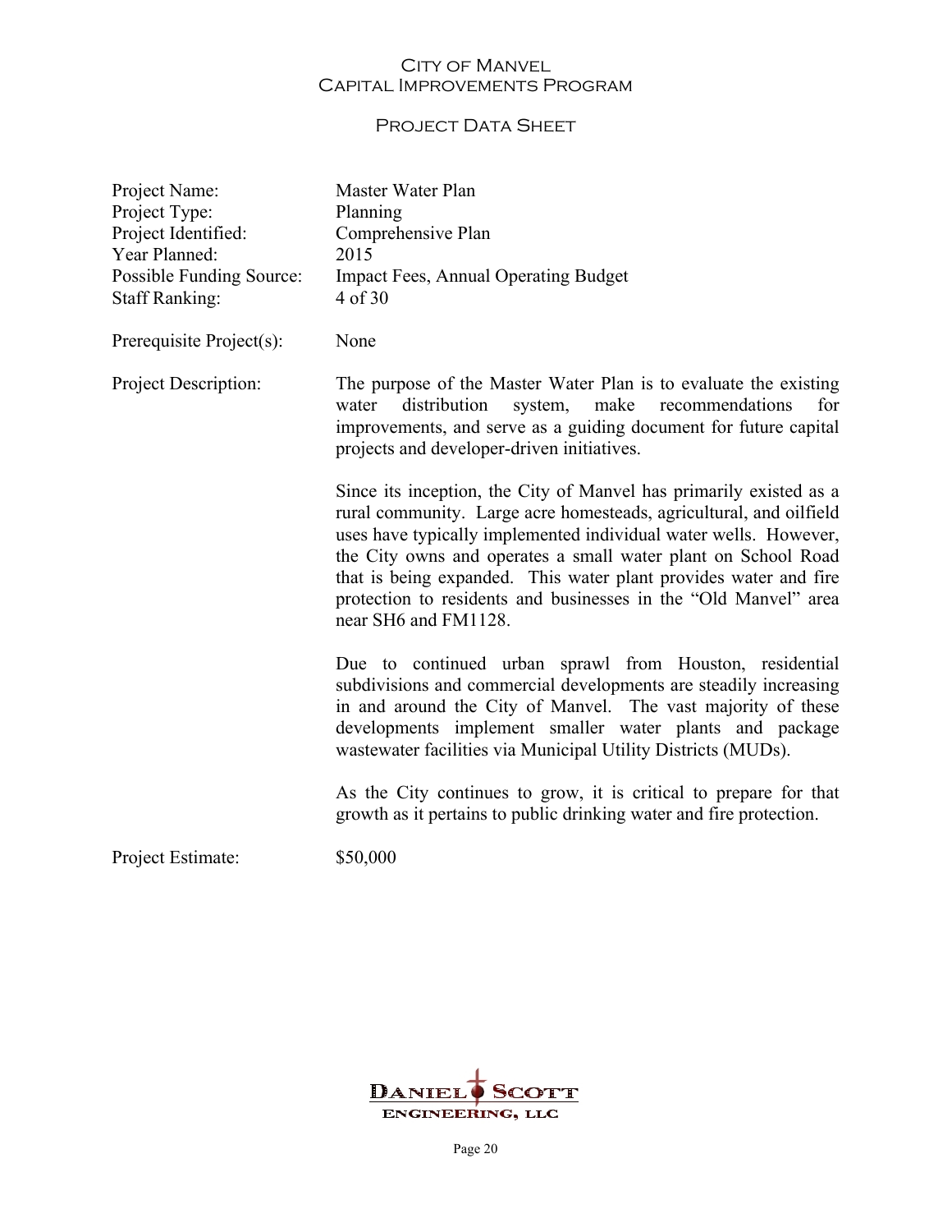# City of Manvel
## Capital Improvements Program

### Project Data Sheet

| | |
|---|---|
| Project Name: | Master Water Plan |
| Project Type: | Planning |
| Project Identified: | Comprehensive Plan |
| Year Planned: | 2015 |
| Possible Funding Source: | Impact Fees, Annual Operating Budget |
| Staff Ranking: | 4 of 30 |

Prerequisite Project(s): None

Project Description:

The purpose of the Master Water Plan is to evaluate the existing water distribution system, make recommendations for improvements, and serve as a guiding document for future capital projects and developer-driven initiatives.

Since its inception, the City of Manvel has primarily existed as a rural community. Large acre homesteads, agricultural, and oilfield uses have typically implemented individual water wells. However, the City owns and operates a small water plant on School Road that is being expanded. This water plant provides water and fire protection to residents and businesses in the "Old Manvel" area near SH6 and FM1128.

Due to continued urban sprawl from Houston, residential subdivisions and commercial developments are steadily increasing in and around the City of Manvel. The vast majority of these developments implement smaller water plants and package wastewater facilities via Municipal Utility Districts (MUDs).

As the City continues to grow, it is critical to prepare for that growth as it pertains to public drinking water and fire protection.

Project Estimate: $50,000

Daniel Scott Engineering, LLC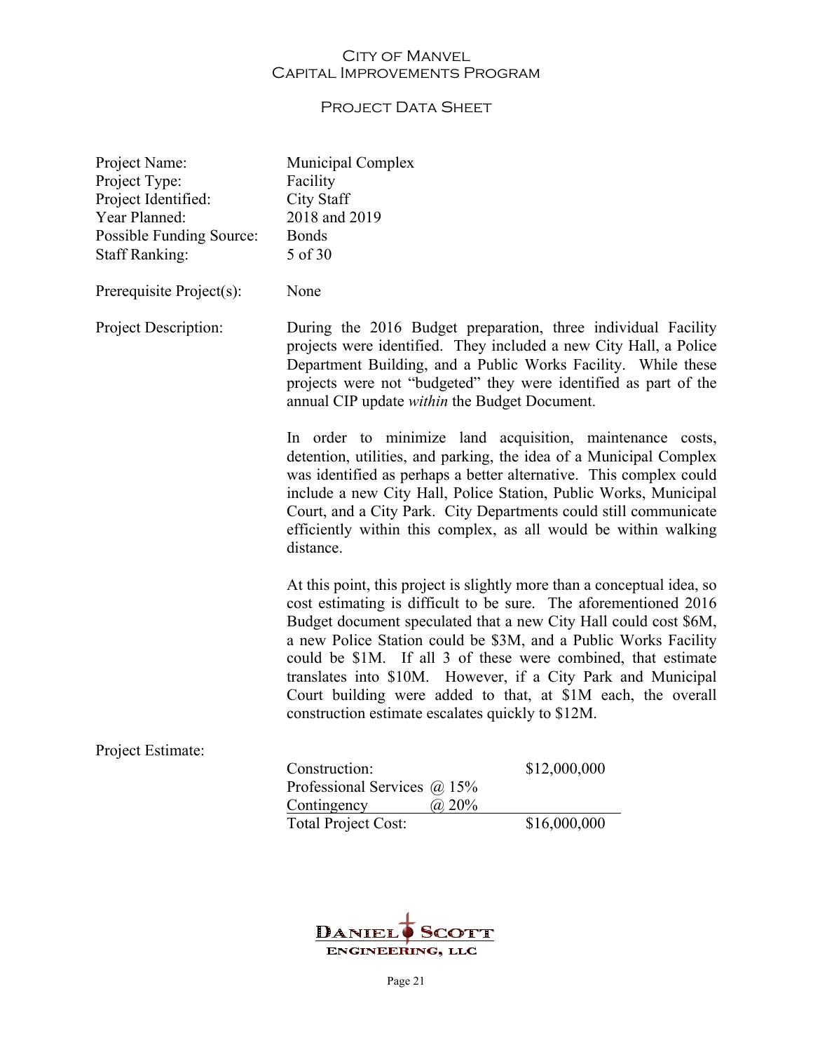City of Manvel
Capital Improvements Program

Project Data Sheet

| | |
|---|---|
| Project Name: | Municipal Complex |
| Project Type: | Facility |
| Project Identified: | City Staff |
| Year Planned: | 2018 and 2019 |
| Possible Funding Source: | Bonds |
| Staff Ranking: | 5 of 30 |
| Prerequisite Project(s): | None |

Project Description:

During the 2016 Budget preparation, three individual Facility projects were identified. They included a new City Hall, a Police Department Building, and a Public Works Facility. While these projects were not "budgeted" they were identified as part of the annual CIP update *within* the Budget Document.

In order to minimize land acquisition, maintenance costs, detention, utilities, and parking, the idea of a Municipal Complex was identified as perhaps a better alternative. This complex could include a new City Hall, Police Station, Public Works, Municipal Court, and a City Park. City Departments could still communicate efficiently within this complex, as all would be within walking distance.

At this point, this project is slightly more than a conceptual idea, so cost estimating is difficult to be sure. The aforementioned 2016 Budget document speculated that a new City Hall could cost $6M, a new Police Station could be $3M, and a Public Works Facility could be $1M. If all 3 of these were combined, that estimate translates into $10M. However, if a City Park and Municipal Court building were added to that, at $1M each, the overall construction estimate escalates quickly to $12M.

Project Estimate:

| | | |
|---|---|---|
| Construction: | | $12,000,000 |
| Professional Services | @ 15% | |
| Contingency | @ 20% | |
| Total Project Cost: | | $16,000,000 |

Daniel Scott Engineering, LLC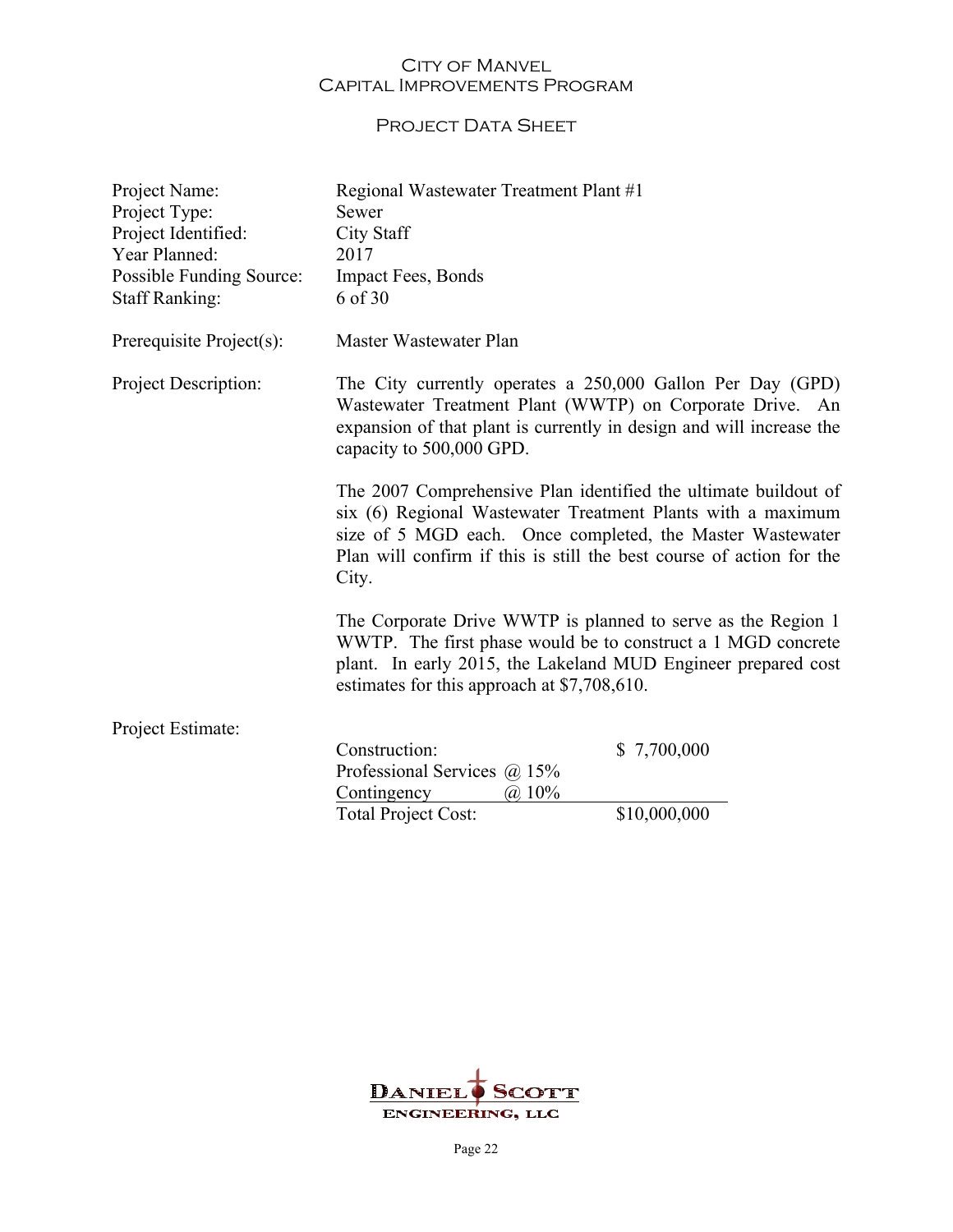# City of Manvel
## Capital Improvements Program

### Project Data Sheet

| | |
|---|---|
| Project Name: | Regional Wastewater Treatment Plant #1 |
| Project Type: | Sewer |
| Project Identified: | City Staff |
| Year Planned: | 2017 |
| Possible Funding Source: | Impact Fees, Bonds |
| Staff Ranking: | 6 of 30 |

Prerequisite Project(s): Master Wastewater Plan

Project Description:

The City currently operates a 250,000 Gallon Per Day (GPD) Wastewater Treatment Plant (WWTP) on Corporate Drive. An expansion of that plant is currently in design and will increase the capacity to 500,000 GPD.

The 2007 Comprehensive Plan identified the ultimate buildout of six (6) Regional Wastewater Treatment Plants with a maximum size of 5 MGD each. Once completed, the Master Wastewater Plan will confirm if this is still the best course of action for the City.

The Corporate Drive WWTP is planned to serve as the Region 1 WWTP. The first phase would be to construct a 1 MGD concrete plant. In early 2015, the Lakeland MUD Engineer prepared cost estimates for this approach at $7,708,610.

Project Estimate:

| | | |
|---|---|---|
| Construction: | | $ 7,700,000 |
| Professional Services | @ 15% | |
| Contingency | @ 10% | |
| Total Project Cost: | | $10,000,000 |

Daniel Scott Engineering, LLC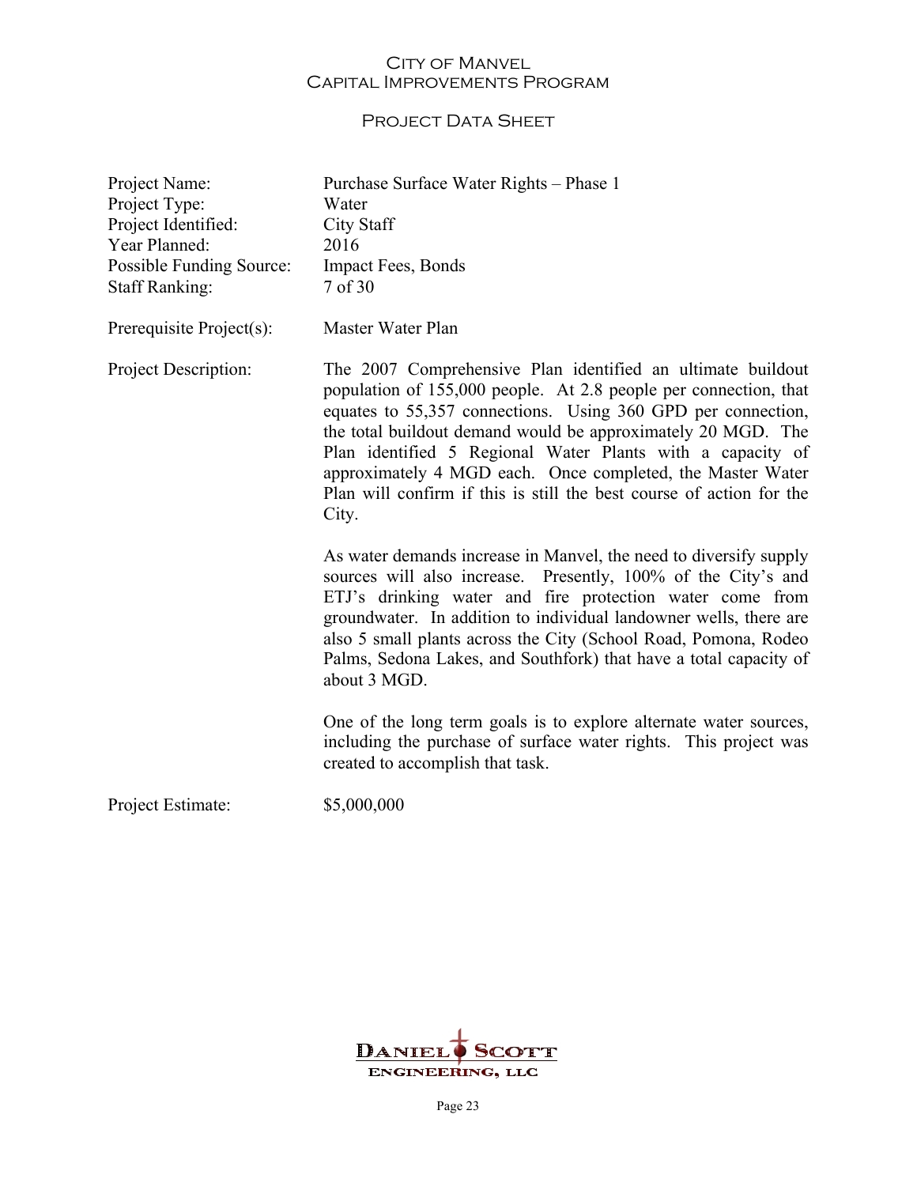# City of Manvel
# Capital Improvements Program

## Project Data Sheet

| | |
|---|---|
| Project Name: | Purchase Surface Water Rights – Phase 1 |
| Project Type: | Water |
| Project Identified: | City Staff |
| Year Planned: | 2016 |
| Possible Funding Source: | Impact Fees, Bonds |
| Staff Ranking: | 7 of 30 |
| Prerequisite Project(s): | Master Water Plan |

**Project Description:**

The 2007 Comprehensive Plan identified an ultimate buildout population of 155,000 people. At 2.8 people per connection, that equates to 55,357 connections. Using 360 GPD per connection, the total buildout demand would be approximately 20 MGD. The Plan identified 5 Regional Water Plants with a capacity of approximately 4 MGD each. Once completed, the Master Water Plan will confirm if this is still the best course of action for the City.

As water demands increase in Manvel, the need to diversify supply sources will also increase. Presently, 100% of the City's and ETJ's drinking water and fire protection water come from groundwater. In addition to individual landowner wells, there are also 5 small plants across the City (School Road, Pomona, Rodeo Palms, Sedona Lakes, and Southfork) that have a total capacity of about 3 MGD.

One of the long term goals is to explore alternate water sources, including the purchase of surface water rights. This project was created to accomplish that task.

**Project Estimate:** $5,000,000

Daniel Scott Engineering, LLC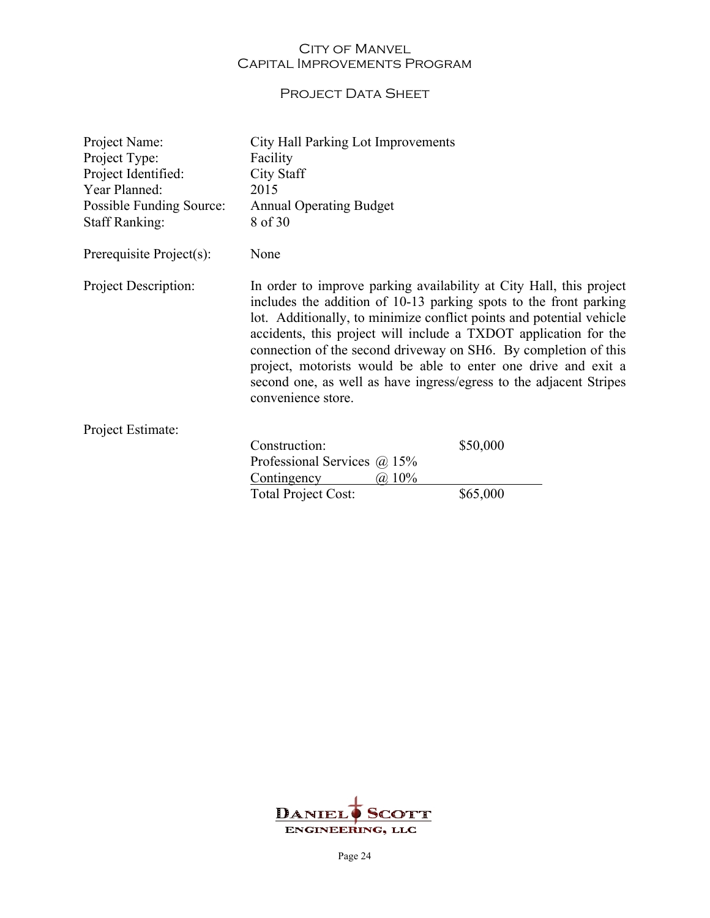# City of Manvel
## Capital Improvements Program

### Project Data Sheet

| | |
|---|---|
| Project Name: | City Hall Parking Lot Improvements |
| Project Type: | Facility |
| Project Identified: | City Staff |
| Year Planned: | 2015 |
| Possible Funding Source: | Annual Operating Budget |
| Staff Ranking: | 8 of 30 |

Prerequisite Project(s): None

Project Description: In order to improve parking availability at City Hall, this project includes the addition of 10-13 parking spots to the front parking lot. Additionally, to minimize conflict points and potential vehicle accidents, this project will include a TXDOT application for the connection of the second driveway on SH6. By completion of this project, motorists would be able to enter one drive and exit a second one, as well as have ingress/egress to the adjacent Stripes convenience store.

Project Estimate:

| | | |
|---|---|---|
| Construction: | | $50,000 |
| Professional Services | @ 15% | |
| Contingency | @ 10% | |
| Total Project Cost: | | $65,000 |

Daniel Scott Engineering, LLC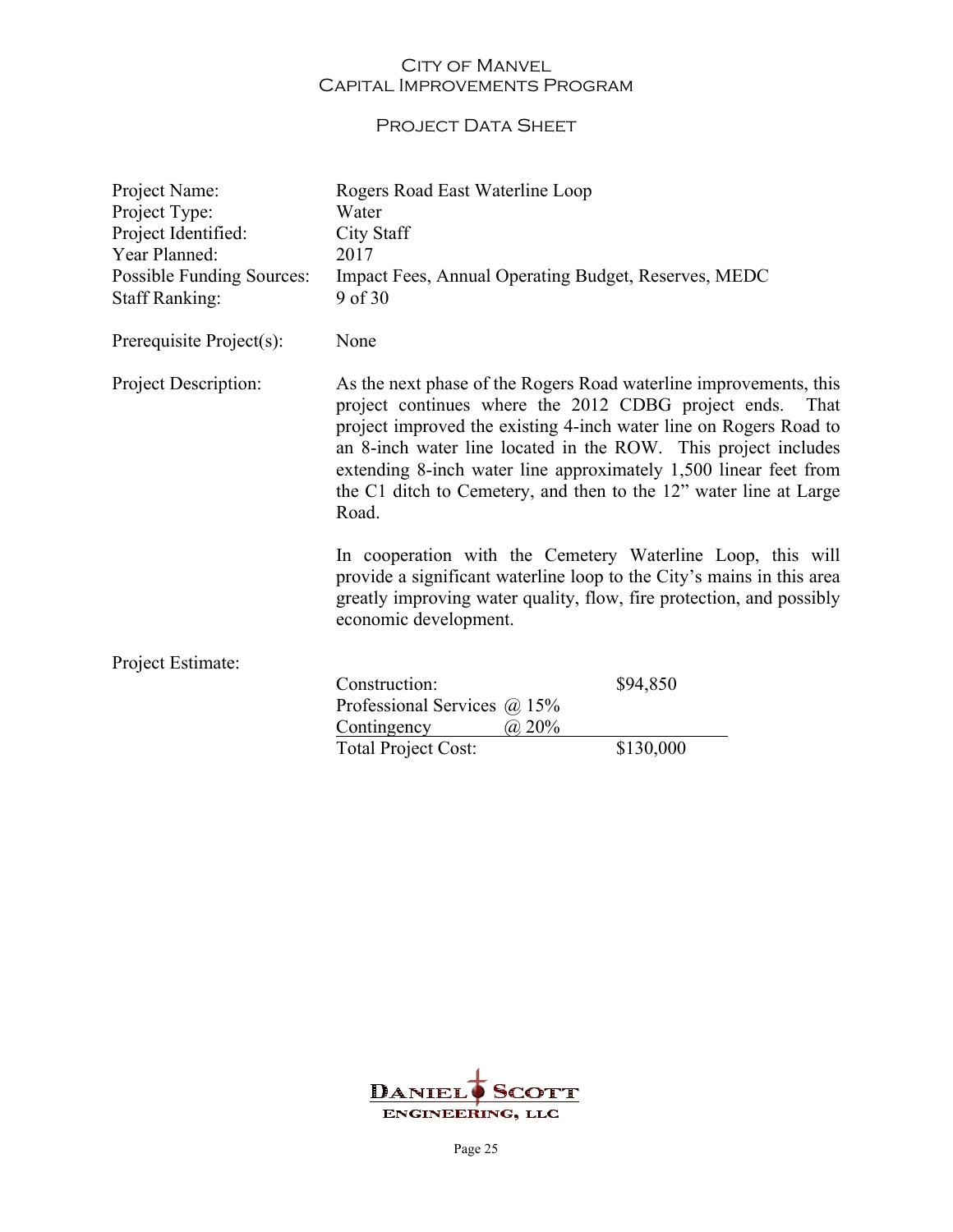# City of Manvel
## Capital Improvements Program

### Project Data Sheet

| | |
|---|---|
| Project Name: | Rogers Road East Waterline Loop |
| Project Type: | Water |
| Project Identified: | City Staff |
| Year Planned: | 2017 |
| Possible Funding Sources: | Impact Fees, Annual Operating Budget, Reserves, MEDC |
| Staff Ranking: | 9 of 30 |
| Prerequisite Project(s): | None |

**Project Description:**

As the next phase of the Rogers Road waterline improvements, this project continues where the 2012 CDBG project ends. That project improved the existing 4-inch water line on Rogers Road to an 8-inch water line located in the ROW. This project includes extending 8-inch water line approximately 1,500 linear feet from the C1 ditch to Cemetery, and then to the 12" water line at Large Road.

In cooperation with the Cemetery Waterline Loop, this will provide a significant waterline loop to the City's mains in this area greatly improving water quality, flow, fire protection, and possibly economic development.

**Project Estimate:**

| | | |
|---|---|---|
| Construction: | | $94,850 |
| Professional Services | @ 15% | |
| Contingency | @ 20% | |
| Total Project Cost: | | $130,000 |

Daniel Scott Engineering, LLC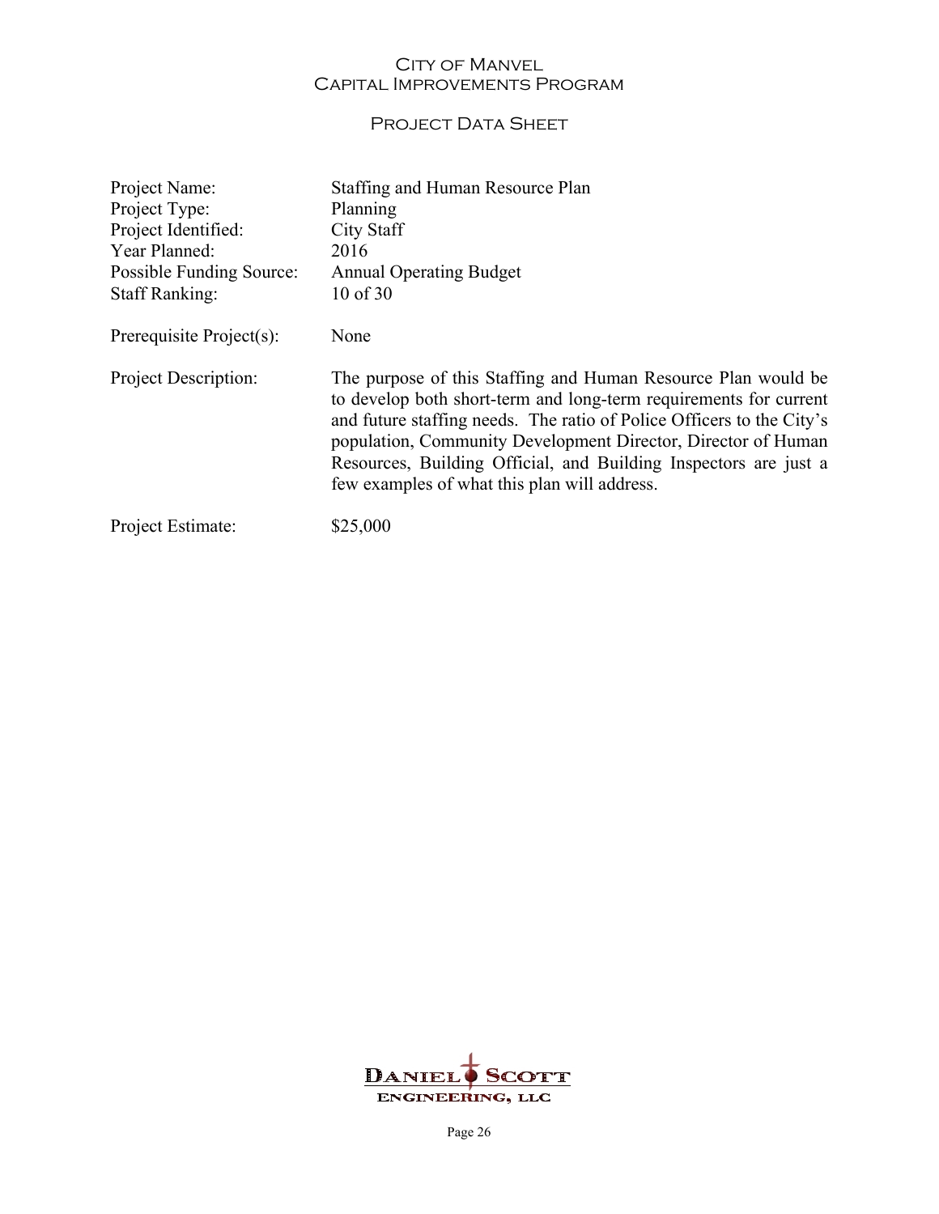# City of Manvel
## Capital Improvements Program

### Project Data Sheet

| | |
|---|---|
| Project Name: | Staffing and Human Resource Plan |
| Project Type: | Planning |
| Project Identified: | City Staff |
| Year Planned: | 2016 |
| Possible Funding Source: | Annual Operating Budget |
| Staff Ranking: | 10 of 30 |
| Prerequisite Project(s): | None |
| Project Description: | The purpose of this Staffing and Human Resource Plan would be to develop both short-term and long-term requirements for current and future staffing needs. The ratio of Police Officers to the City's population, Community Development Director, Director of Human Resources, Building Official, and Building Inspectors are just a few examples of what this plan will address. |
| Project Estimate: | $25,000 |

Daniel Scott Engineering, LLC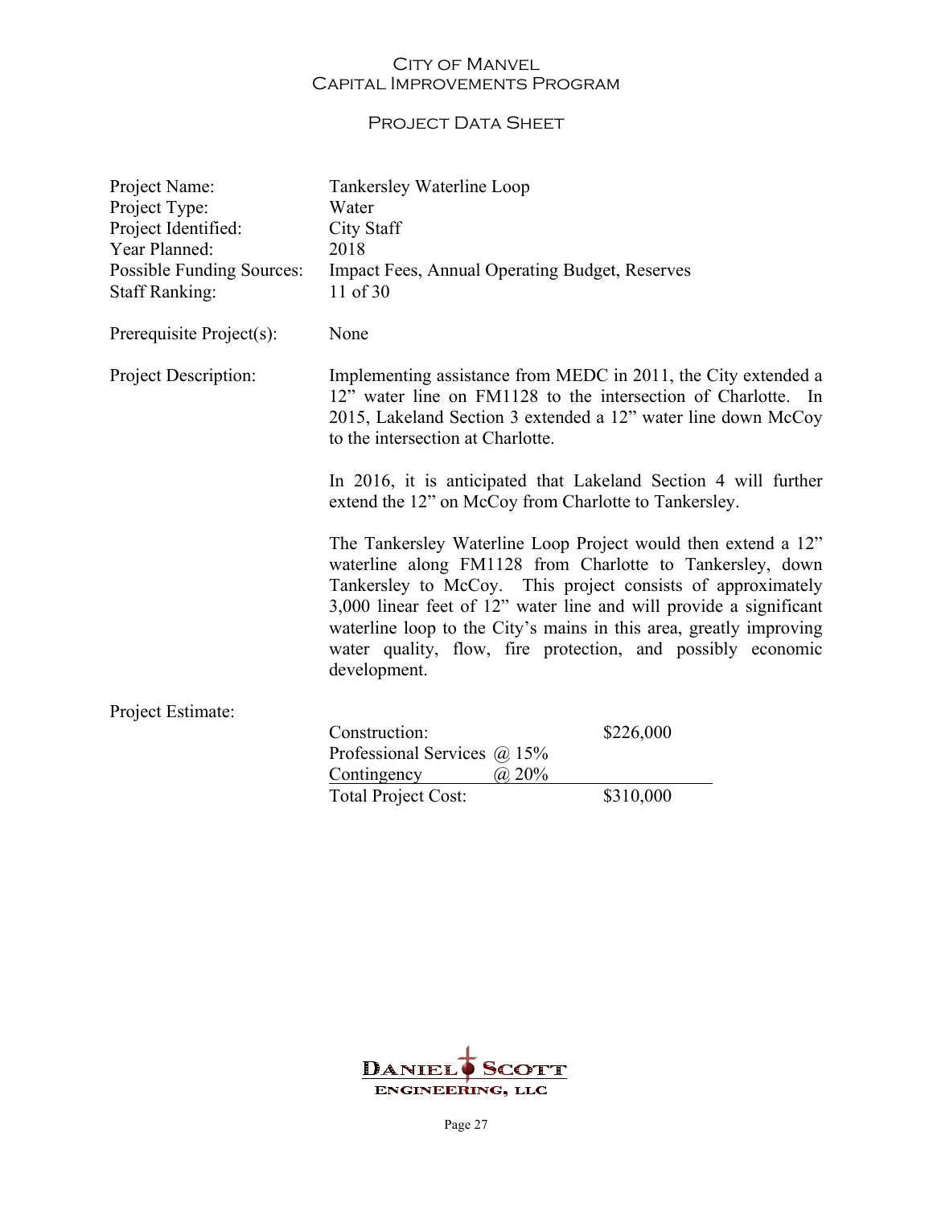# City of Manvel
## Capital Improvements Program

### Project Data Sheet

| | |
|---|---|
| Project Name: | Tankersley Waterline Loop |
| Project Type: | Water |
| Project Identified: | City Staff |
| Year Planned: | 2018 |
| Possible Funding Sources: | Impact Fees, Annual Operating Budget, Reserves |
| Staff Ranking: | 11 of 30 |

Prerequisite Project(s): None

Project Description:

Implementing assistance from MEDC in 2011, the City extended a 12" water line on FM1128 to the intersection of Charlotte. In 2015, Lakeland Section 3 extended a 12" water line down McCoy to the intersection at Charlotte.

In 2016, it is anticipated that Lakeland Section 4 will further extend the 12" on McCoy from Charlotte to Tankersley.

The Tankersley Waterline Loop Project would then extend a 12" waterline along FM1128 from Charlotte to Tankersley, down Tankersley to McCoy. This project consists of approximately 3,000 linear feet of 12" water line and will provide a significant waterline loop to the City's mains in this area, greatly improving water quality, flow, fire protection, and possibly economic development.

Project Estimate:

| | |
|---|---|
| Construction: | $226,000 |
| Professional Services @ 15% | |
| Contingency @ 20% | |
| Total Project Cost: | $310,000 |

Daniel Scott Engineering, LLC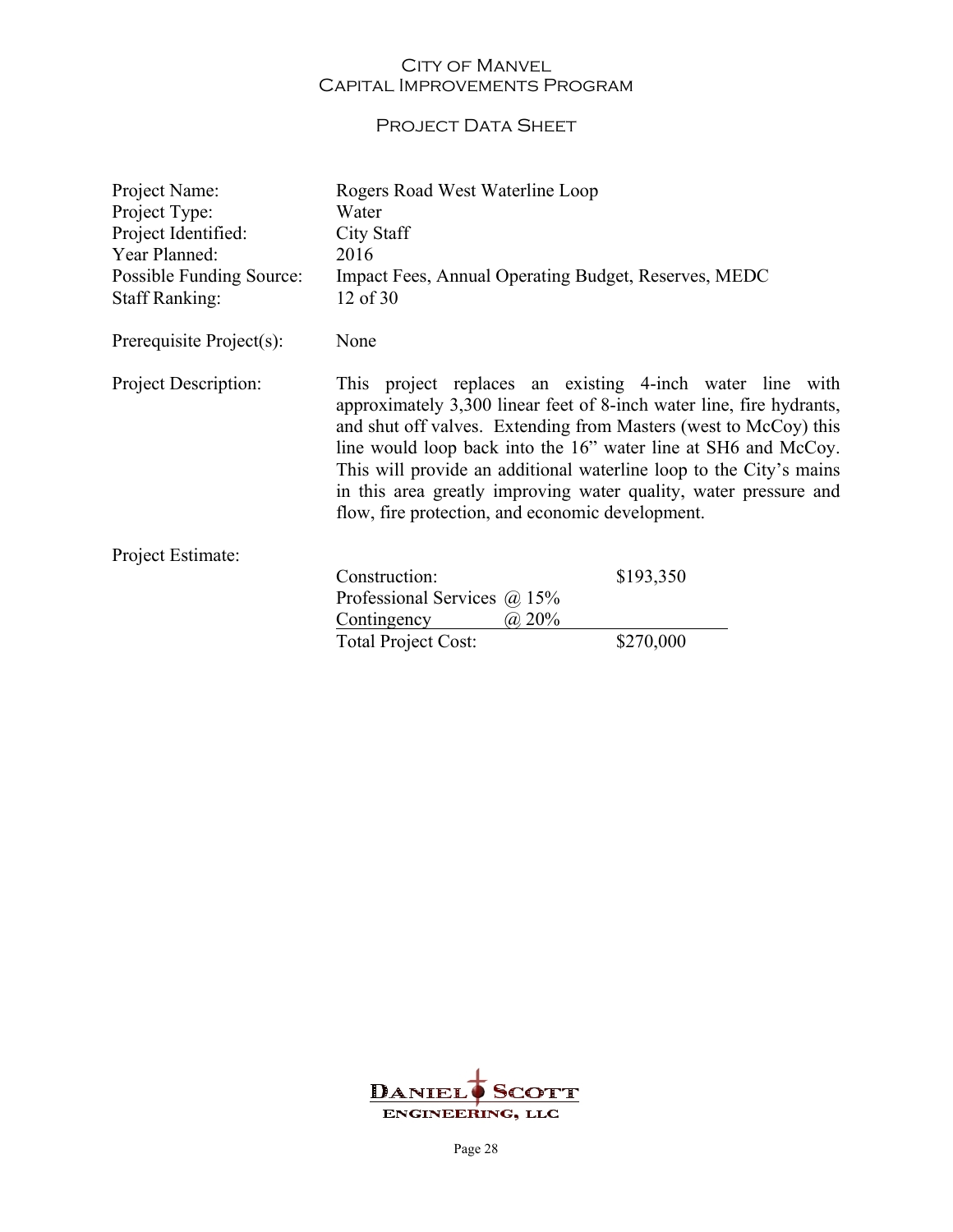# City of Manvel
## Capital Improvements Program

### Project Data Sheet

| | |
|---|---|
| Project Name: | Rogers Road West Waterline Loop |
| Project Type: | Water |
| Project Identified: | City Staff |
| Year Planned: | 2016 |
| Possible Funding Source: | Impact Fees, Annual Operating Budget, Reserves, MEDC |
| Staff Ranking: | 12 of 30 |

Prerequisite Project(s): None

Project Description: This project replaces an existing 4-inch water line with approximately 3,300 linear feet of 8-inch water line, fire hydrants, and shut off valves. Extending from Masters (west to McCoy) this line would loop back into the 16" water line at SH6 and McCoy. This will provide an additional waterline loop to the City's mains in this area greatly improving water quality, water pressure and flow, fire protection, and economic development.

Project Estimate:

| | |
|---|---|
| Construction: | $193,350 |
| Professional Services @ 15% | |
| Contingency @ 20% | |
| Total Project Cost: | $270,000 |

Daniel Scott Engineering, LLC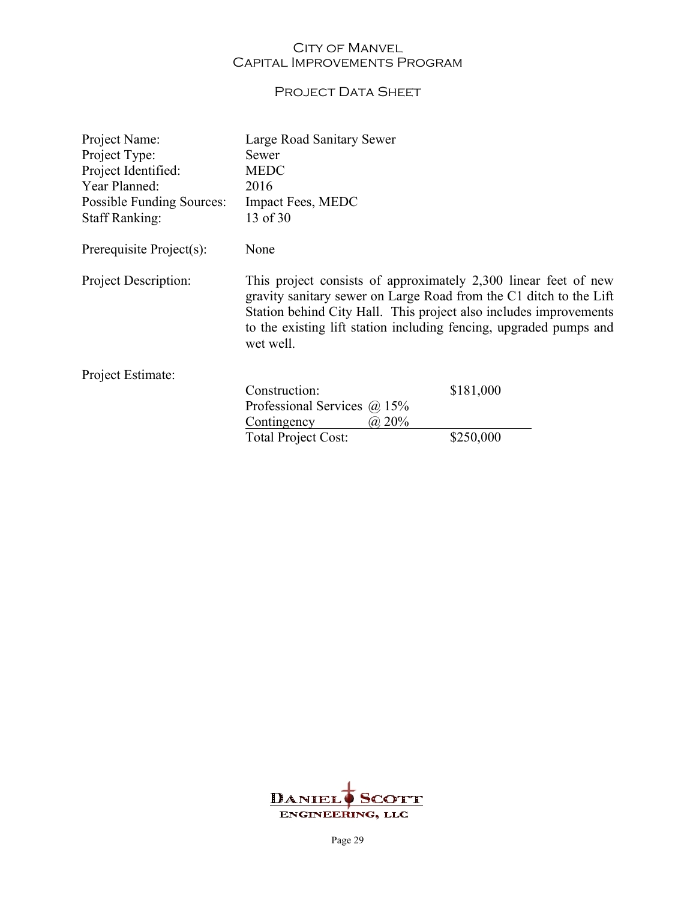# City of Manvel
## Capital Improvements Program

### Project Data Sheet

| | |
|---|---|
| Project Name: | Large Road Sanitary Sewer |
| Project Type: | Sewer |
| Project Identified: | MEDC |
| Year Planned: | 2016 |
| Possible Funding Sources: | Impact Fees, MEDC |
| Staff Ranking: | 13 of 30 |

Prerequisite Project(s): None

Project Description: This project consists of approximately 2,300 linear feet of new gravity sanitary sewer on Large Road from the C1 ditch to the Lift Station behind City Hall. This project also includes improvements to the existing lift station including fencing, upgraded pumps and wet well.

Project Estimate:

| | | |
|---|---|---|
| Construction: | | $181,000 |
| Professional Services | @ 15% | |
| Contingency | @ 20% | |
| Total Project Cost: | | $250,000 |

Daniel Scott Engineering, LLC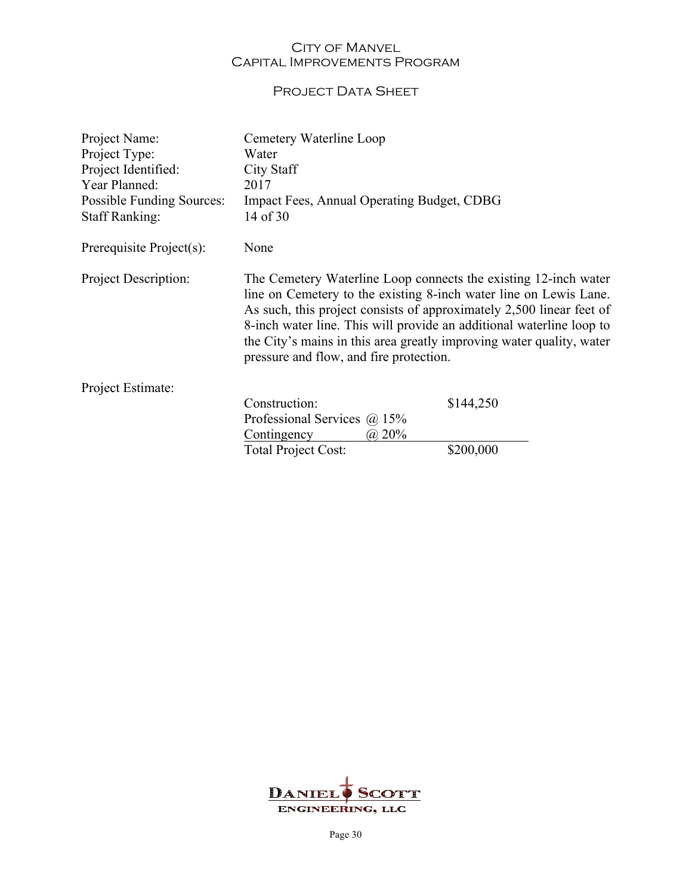# City of Manvel
## Capital Improvements Program

### Project Data Sheet

| | |
|---|---|
| Project Name: | Cemetery Waterline Loop |
| Project Type: | Water |
| Project Identified: | City Staff |
| Year Planned: | 2017 |
| Possible Funding Sources: | Impact Fees, Annual Operating Budget, CDBG |
| Staff Ranking: | 14 of 30 |
| Prerequisite Project(s): | None |
| Project Description: | The Cemetery Waterline Loop connects the existing 12-inch water line on Cemetery to the existing 8-inch water line on Lewis Lane. As such, this project consists of approximately 2,500 linear feet of 8-inch water line. This will provide an additional waterline loop to the City's mains in this area greatly improving water quality, water pressure and flow, and fire protection. |

Project Estimate:

| | | |
|---|---|---|
| Construction: | | $144,250 |
| Professional Services | @ 15% | |
| Contingency | @ 20% | |
| Total Project Cost: | | $200,000 |

DANIEL SCOTT ENGINEERING, LLC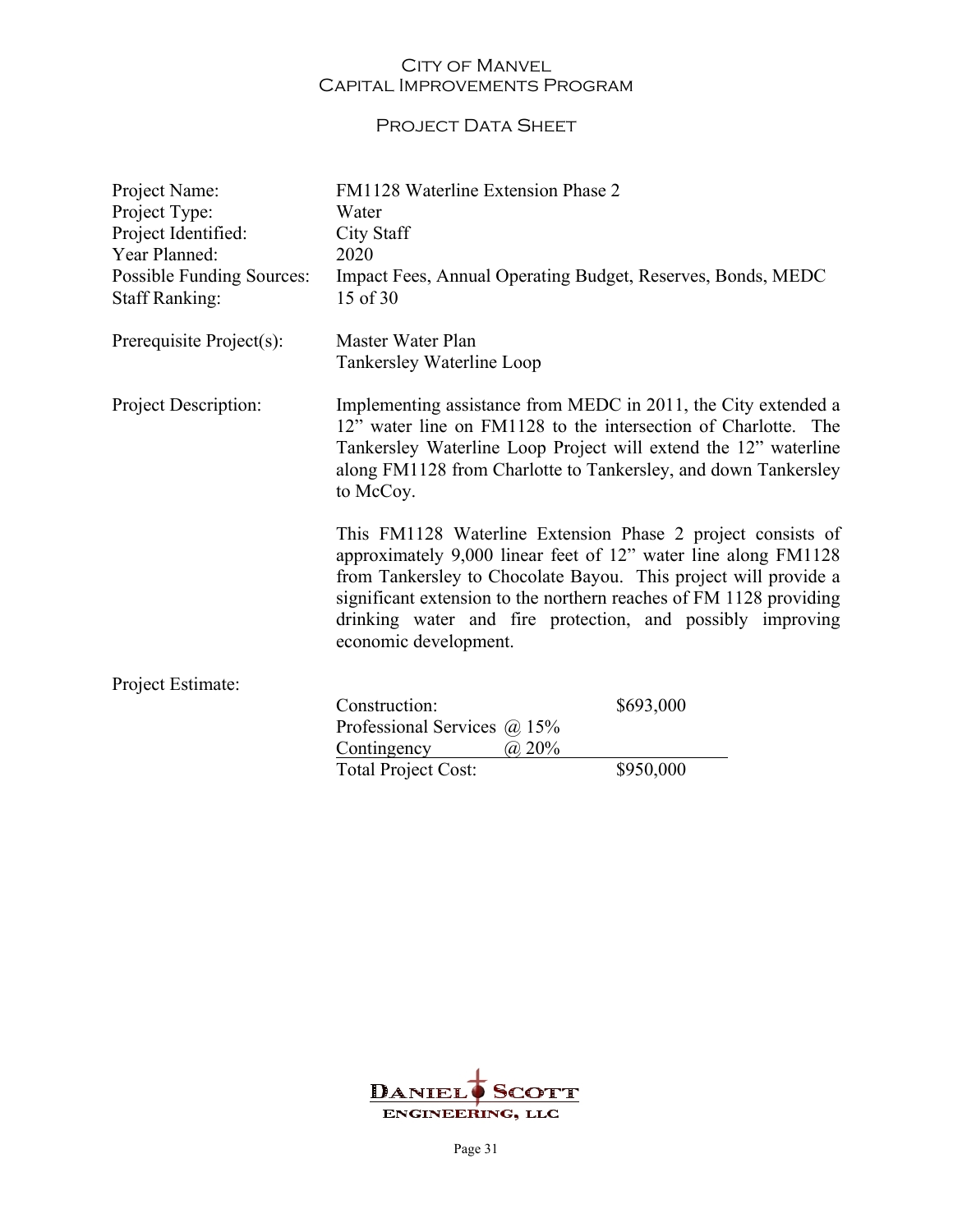# City of Manvel
## Capital Improvements Program

### Project Data Sheet

| | |
|---|---|
| Project Name: | FM1128 Waterline Extension Phase 2 |
| Project Type: | Water |
| Project Identified: | City Staff |
| Year Planned: | 2020 |
| Possible Funding Sources: | Impact Fees, Annual Operating Budget, Reserves, Bonds, MEDC |
| Staff Ranking: | 15 of 30 |

Prerequisite Project(s): Master Water Plan
Tankersley Waterline Loop

Project Description: Implementing assistance from MEDC in 2011, the City extended a 12" water line on FM1128 to the intersection of Charlotte. The Tankersley Waterline Loop Project will extend the 12" waterline along FM1128 from Charlotte to Tankersley, and down Tankersley to McCoy.

This FM1128 Waterline Extension Phase 2 project consists of approximately 9,000 linear feet of 12" water line along FM1128 from Tankersley to Chocolate Bayou. This project will provide a significant extension to the northern reaches of FM 1128 providing drinking water and fire protection, and possibly improving economic development.

Project Estimate:

| | | |
|---|---|---|
| Construction: | | $693,000 |
| Professional Services | @ 15% | |
| Contingency | @ 20% | |
| Total Project Cost: | | $950,000 |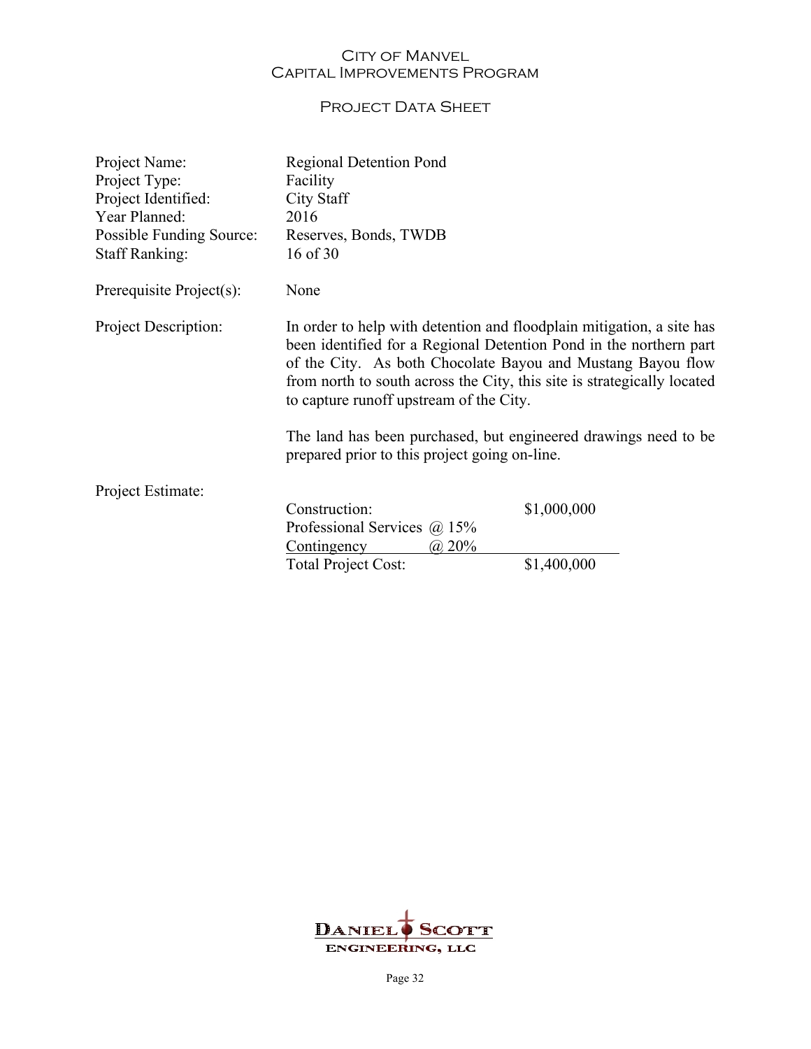# City of Manvel
## Capital Improvements Program

### Project Data Sheet

| | |
|---|---|
| Project Name: | Regional Detention Pond |
| Project Type: | Facility |
| Project Identified: | City Staff |
| Year Planned: | 2016 |
| Possible Funding Source: | Reserves, Bonds, TWDB |
| Staff Ranking: | 16 of 30 |

Prerequisite Project(s): None

Project Description:

In order to help with detention and floodplain mitigation, a site has been identified for a Regional Detention Pond in the northern part of the City. As both Chocolate Bayou and Mustang Bayou flow from north to south across the City, this site is strategically located to capture runoff upstream of the City.

The land has been purchased, but engineered drawings need to be prepared prior to this project going on-line.

Project Estimate:

| | | |
|---|---|---|
| Construction: | | $1,000,000 |
| Professional Services | @ 15% | |
| Contingency | @ 20% | |
| Total Project Cost: | | $1,400,000 |

Daniel Scott Engineering, LLC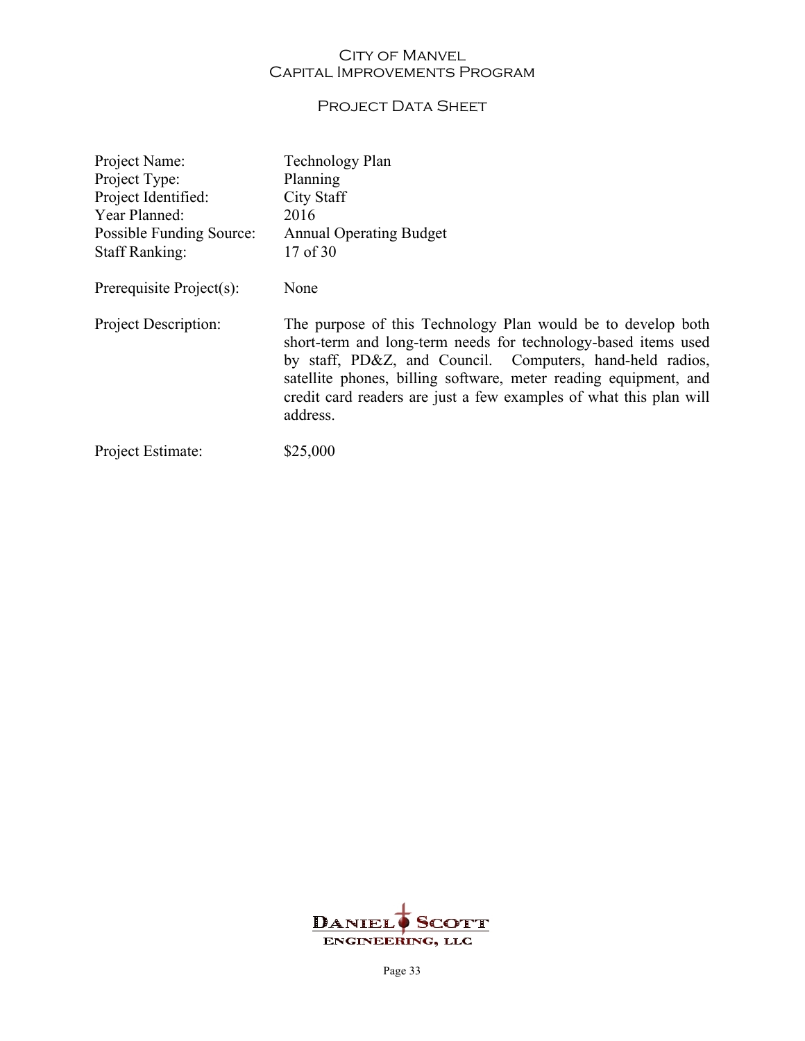# City of Manvel
# Capital Improvements Program

## Project Data Sheet

| | |
|---|---|
| Project Name: | Technology Plan |
| Project Type: | Planning |
| Project Identified: | City Staff |
| Year Planned: | 2016 |
| Possible Funding Source: | Annual Operating Budget |
| Staff Ranking: | 17 of 30 |
| Prerequisite Project(s): | None |
| Project Description: | The purpose of this Technology Plan would be to develop both short-term and long-term needs for technology-based items used by staff, PD&Z, and Council. Computers, hand-held radios, satellite phones, billing software, meter reading equipment, and credit card readers are just a few examples of what this plan will address. |
| Project Estimate: | $25,000 |

Daniel Scott Engineering, LLC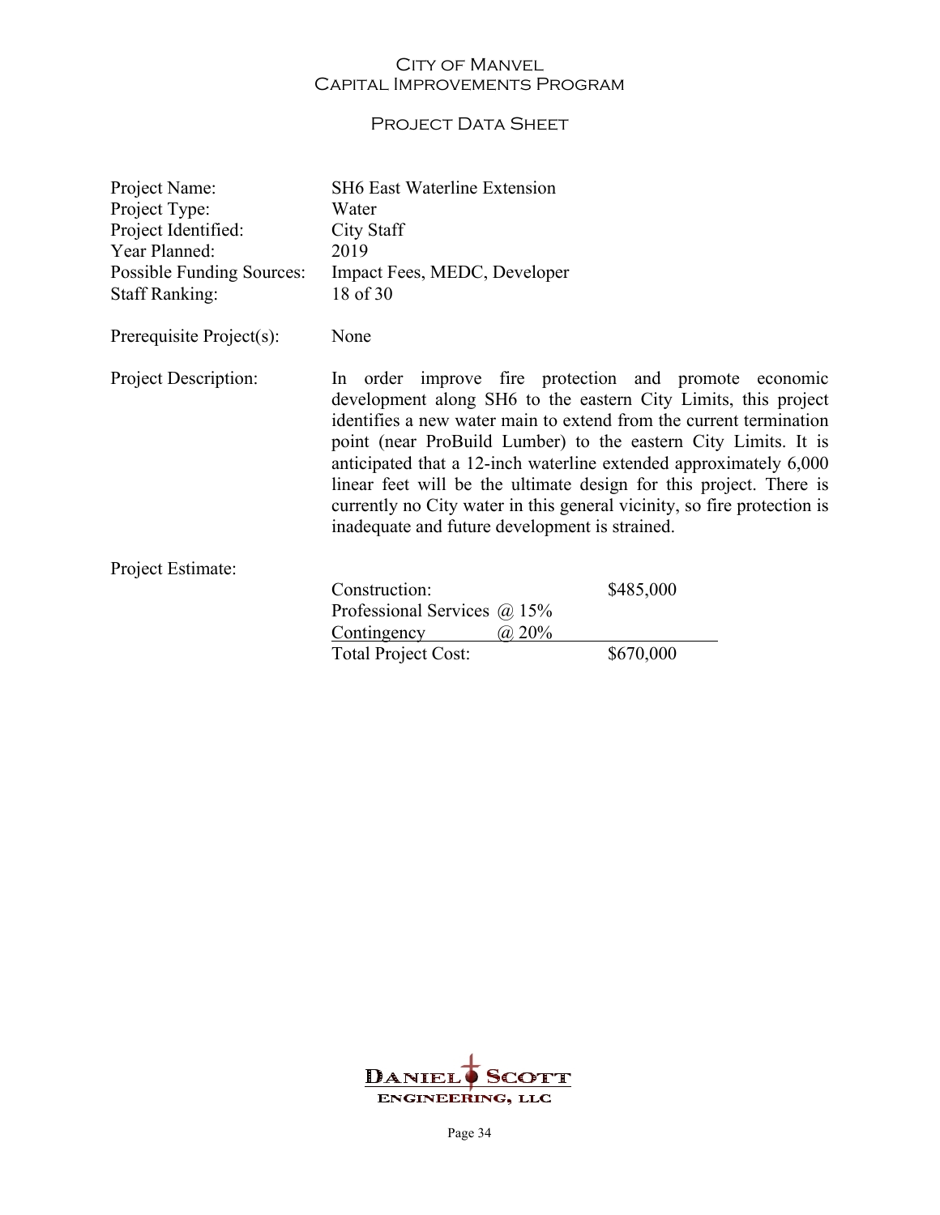# City of Manvel
## Capital Improvements Program

### Project Data Sheet

| | |
|---|---|
| Project Name: | SH6 East Waterline Extension |
| Project Type: | Water |
| Project Identified: | City Staff |
| Year Planned: | 2019 |
| Possible Funding Sources: | Impact Fees, MEDC, Developer |
| Staff Ranking: | 18 of 30 |

Prerequisite Project(s): None

Project Description: In order improve fire protection and promote economic development along SH6 to the eastern City Limits, this project identifies a new water main to extend from the current termination point (near ProBuild Lumber) to the eastern City Limits. It is anticipated that a 12-inch waterline extended approximately 6,000 linear feet will be the ultimate design for this project. There is currently no City water in this general vicinity, so fire protection is inadequate and future development is strained.

Project Estimate:

| | |
|---|---|
| Construction: | $485,000 |
| Professional Services @ 15% | |
| Contingency @ 20% | |
| Total Project Cost: | $670,000 |

Daniel Scott Engineering, LLC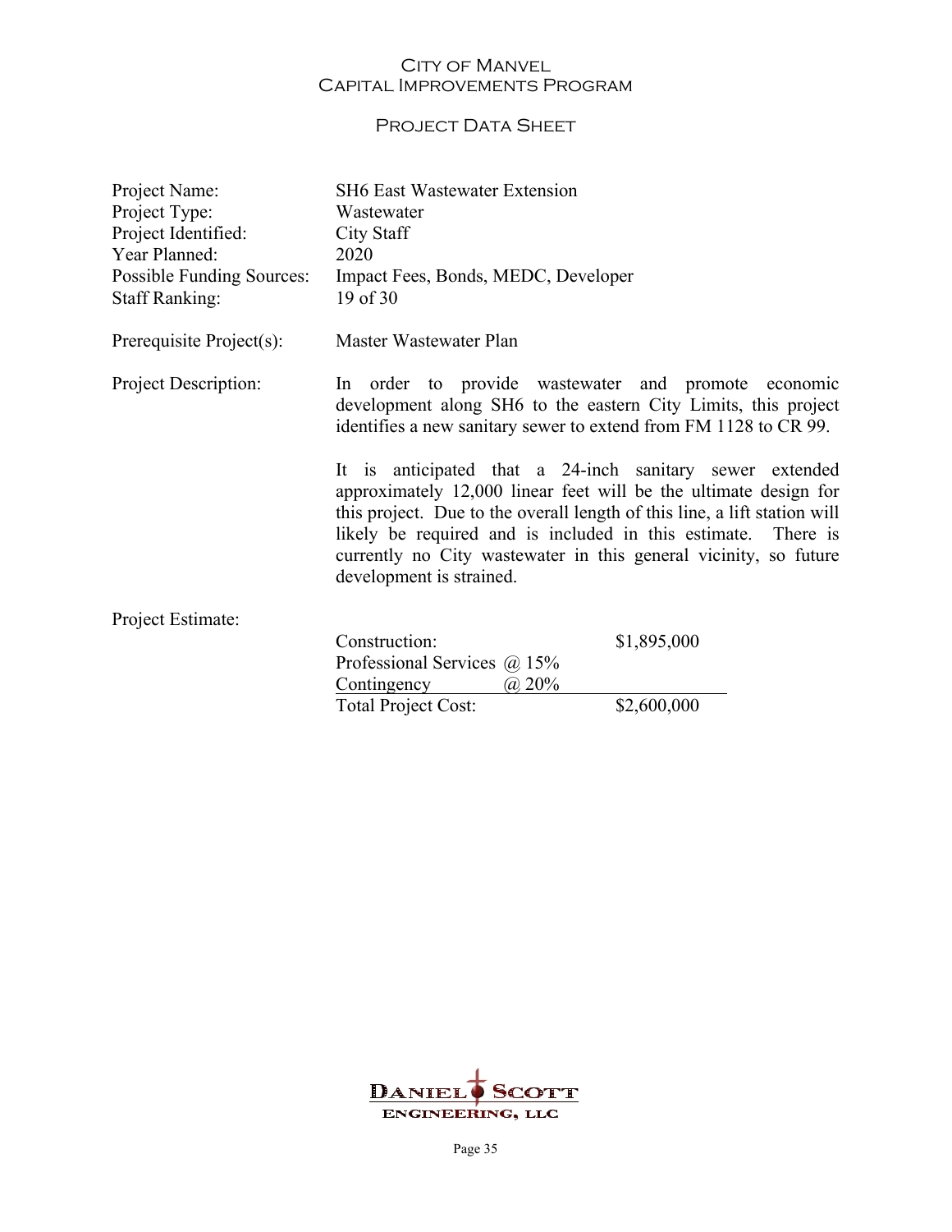# City of Manvel
## Capital Improvements Program

### Project Data Sheet

| | |
|---|---|
| Project Name: | SH6 East Wastewater Extension |
| Project Type: | Wastewater |
| Project Identified: | City Staff |
| Year Planned: | 2020 |
| Possible Funding Sources: | Impact Fees, Bonds, MEDC, Developer |
| Staff Ranking: | 19 of 30 |

Prerequisite Project(s): Master Wastewater Plan

Project Description:

In order to provide wastewater and promote economic development along SH6 to the eastern City Limits, this project identifies a new sanitary sewer to extend from FM 1128 to CR 99.

It is anticipated that a 24-inch sanitary sewer extended approximately 12,000 linear feet will be the ultimate design for this project. Due to the overall length of this line, a lift station will likely be required and is included in this estimate. There is currently no City wastewater in this general vicinity, so future development is strained.

Project Estimate:

| | | |
|---|---|---|
| Construction: | | $1,895,000 |
| Professional Services | @ 15% | |
| Contingency | @ 20% | |
| Total Project Cost: | | $2,600,000 |

Daniel Scott Engineering, LLC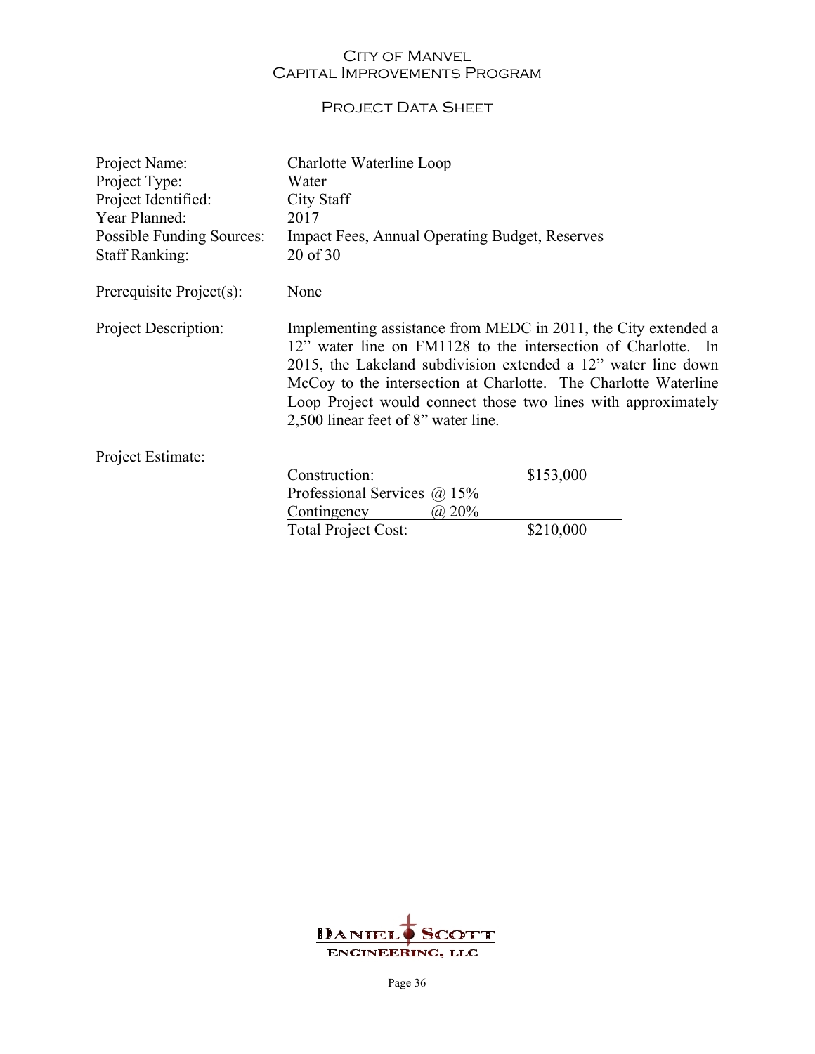# City of Manvel
# Capital Improvements Program

## Project Data Sheet

| | |
|---|---|
| Project Name: | Charlotte Waterline Loop |
| Project Type: | Water |
| Project Identified: | City Staff |
| Year Planned: | 2017 |
| Possible Funding Sources: | Impact Fees, Annual Operating Budget, Reserves |
| Staff Ranking: | 20 of 30 |

Prerequisite Project(s): None

Project Description: Implementing assistance from MEDC in 2011, the City extended a 12" water line on FM1128 to the intersection of Charlotte. In 2015, the Lakeland subdivision extended a 12" water line down McCoy to the intersection at Charlotte. The Charlotte Waterline Loop Project would connect those two lines with approximately 2,500 linear feet of 8" water line.

Project Estimate:

| | |
|---|---|
| Construction: | $153,000 |
| Professional Services @ 15% | |
| Contingency @ 20% | |
| Total Project Cost: | $210,000 |

Daniel Scott Engineering, LLC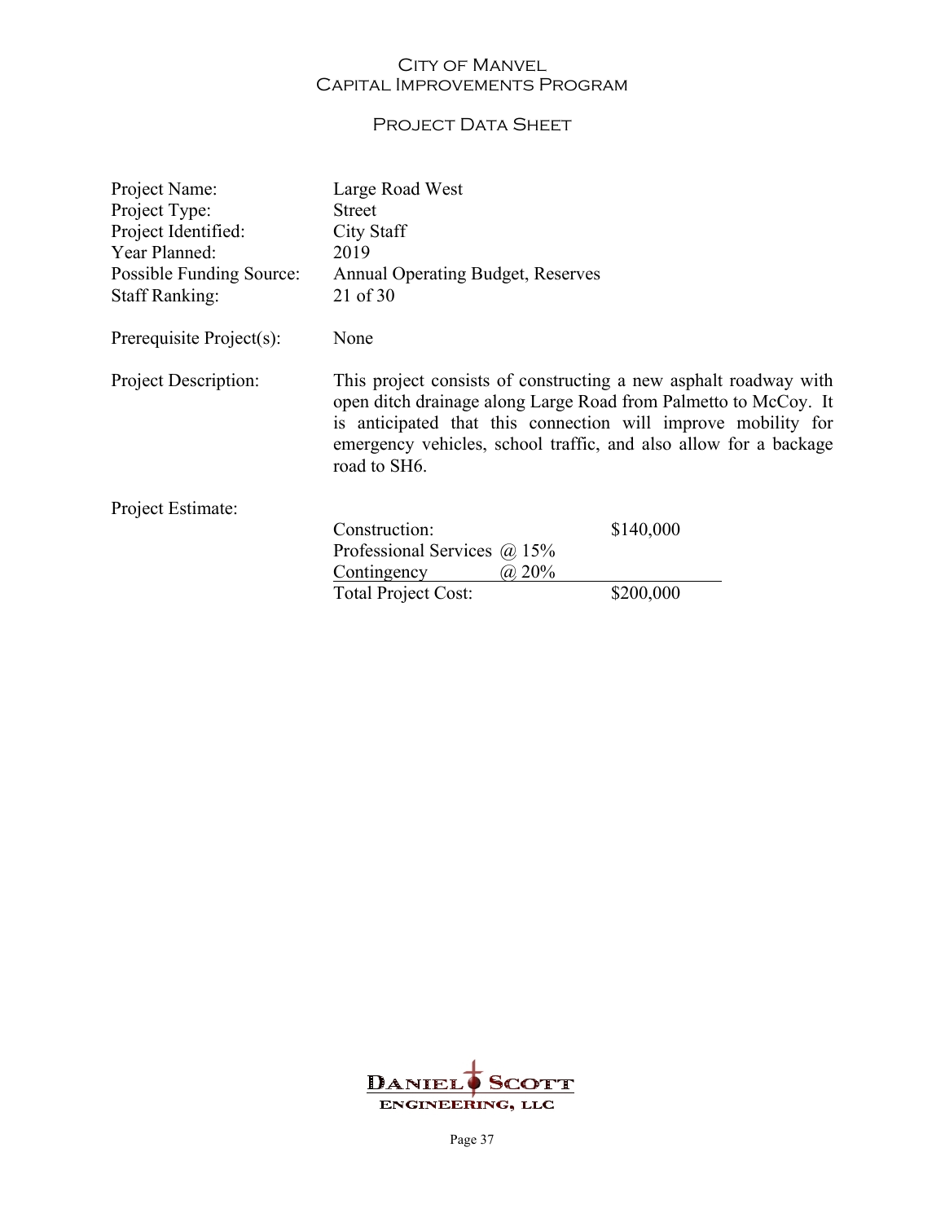# City of Manvel
## Capital Improvements Program

### Project Data Sheet

| | |
|---|---|
| Project Name: | Large Road West |
| Project Type: | Street |
| Project Identified: | City Staff |
| Year Planned: | 2019 |
| Possible Funding Source: | Annual Operating Budget, Reserves |
| Staff Ranking: | 21 of 30 |
| Prerequisite Project(s): | None |
| Project Description: | This project consists of constructing a new asphalt roadway with open ditch drainage along Large Road from Palmetto to McCoy. It is anticipated that this connection will improve mobility for emergency vehicles, school traffic, and also allow for a backage road to SH6. |

Project Estimate:

| | | |
|---|---|---|
| Construction: | | $140,000 |
| Professional Services | @ 15% | |
| Contingency | @ 20% | |
| Total Project Cost: | | $200,000 |

Daniel Scott Engineering, LLC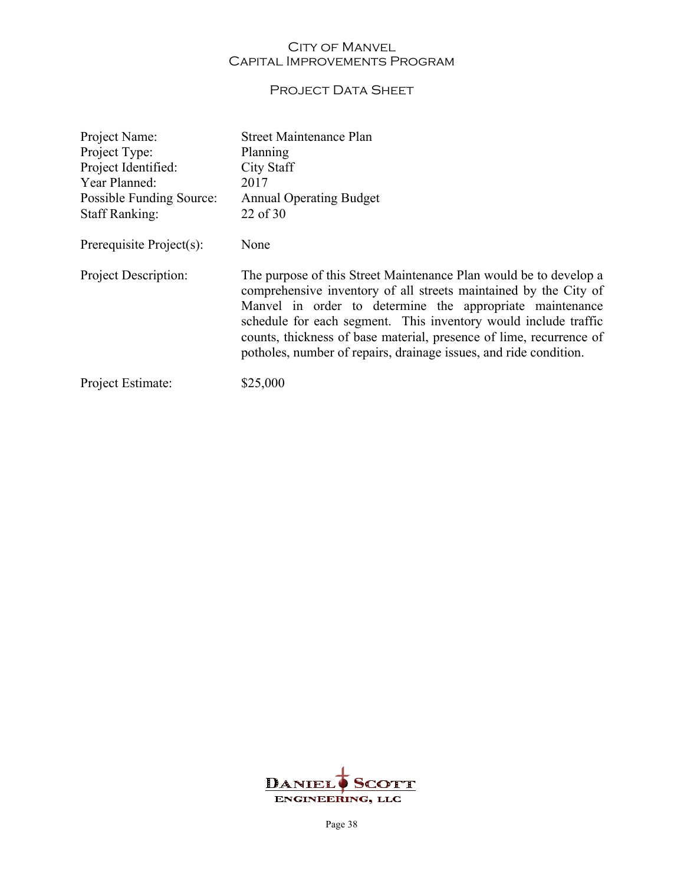# City of Manvel
# Capital Improvements Program

## Project Data Sheet

| | |
|---|---|
| Project Name: | Street Maintenance Plan |
| Project Type: | Planning |
| Project Identified: | City Staff |
| Year Planned: | 2017 |
| Possible Funding Source: | Annual Operating Budget |
| Staff Ranking: | 22 of 30 |
| Prerequisite Project(s): | None |
| Project Description: | The purpose of this Street Maintenance Plan would be to develop a comprehensive inventory of all streets maintained by the City of Manvel in order to determine the appropriate maintenance schedule for each segment. This inventory would include traffic counts, thickness of base material, presence of lime, recurrence of potholes, number of repairs, drainage issues, and ride condition. |
| Project Estimate: | $25,000 |

Daniel Scott Engineering, LLC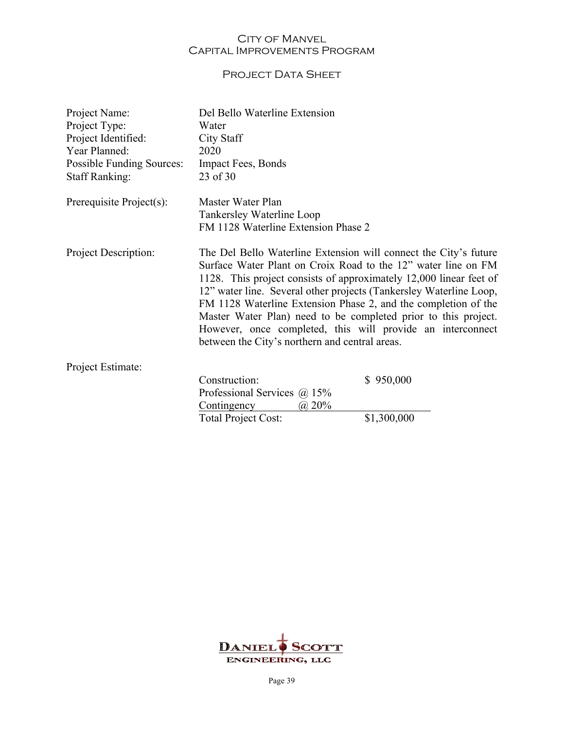# City of Manvel
# Capital Improvements Program

## Project Data Sheet

| | |
|---|---|
| Project Name: | Del Bello Waterline Extension |
| Project Type: | Water |
| Project Identified: | City Staff |
| Year Planned: | 2020 |
| Possible Funding Sources: | Impact Fees, Bonds |
| Staff Ranking: | 23 of 30 |

Prerequisite Project(s):
Master Water Plan
Tankersley Waterline Loop
FM 1128 Waterline Extension Phase 2

Project Description:
The Del Bello Waterline Extension will connect the City's future Surface Water Plant on Croix Road to the 12" water line on FM 1128. This project consists of approximately 12,000 linear feet of 12" water line. Several other projects (Tankersley Waterline Loop, FM 1128 Waterline Extension Phase 2, and the completion of the Master Water Plan) need to be completed prior to this project. However, once completed, this will provide an interconnect between the City's northern and central areas.

Project Estimate:

| | | |
|---|---|---|
| Construction: | | $ 950,000 |
| Professional Services | @ 15% | |
| Contingency | @ 20% | |
| Total Project Cost: | | $1,300,000 |

DANIEL SCOTT ENGINEERING, LLC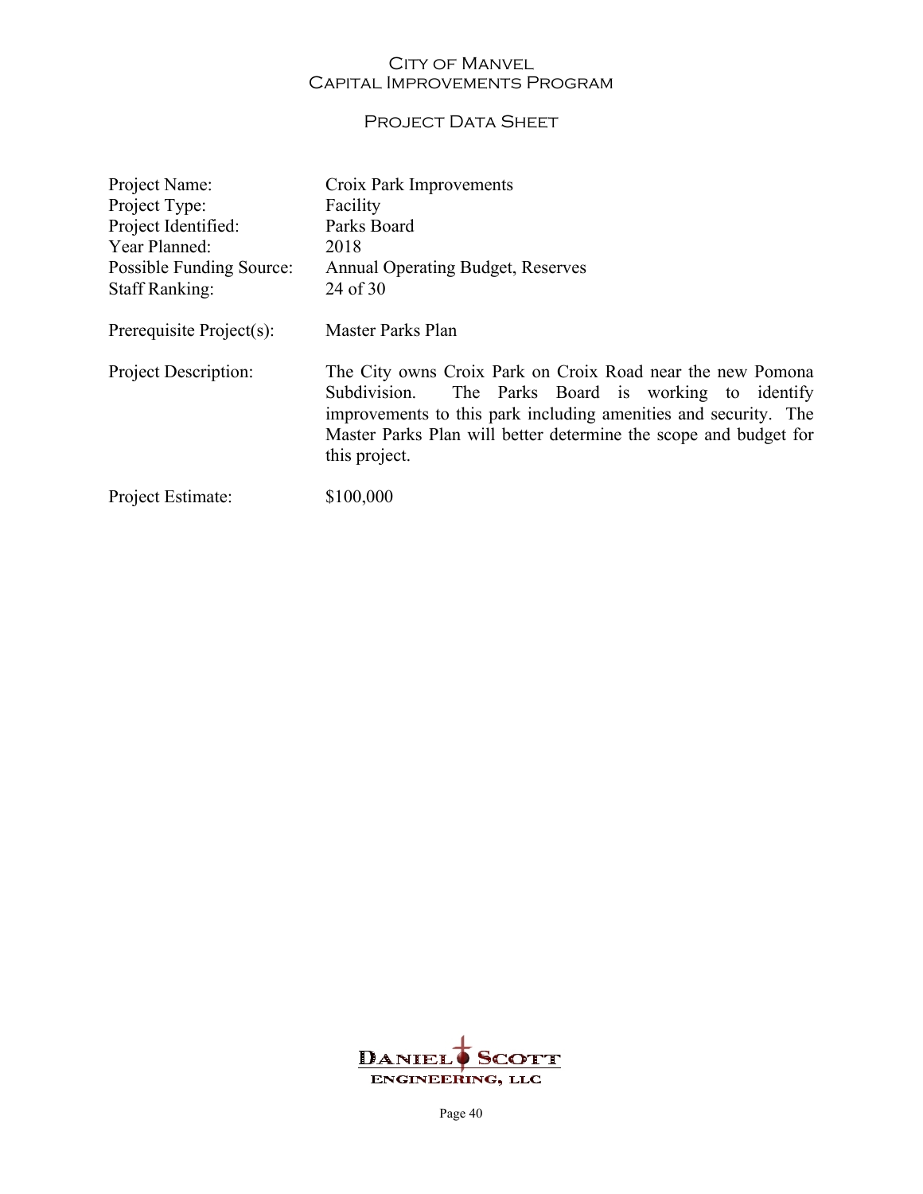# City of Manvel
## Capital Improvements Program

### Project Data Sheet

| | |
|---|---|
| Project Name: | Croix Park Improvements |
| Project Type: | Facility |
| Project Identified: | Parks Board |
| Year Planned: | 2018 |
| Possible Funding Source: | Annual Operating Budget, Reserves |
| Staff Ranking: | 24 of 30 |
| Prerequisite Project(s): | Master Parks Plan |
| Project Description: | The City owns Croix Park on Croix Road near the new Pomona Subdivision. The Parks Board is working to identify improvements to this park including amenities and security. The Master Parks Plan will better determine the scope and budget for this project. |
| Project Estimate: | $100,000 |

Daniel Scott Engineering, LLC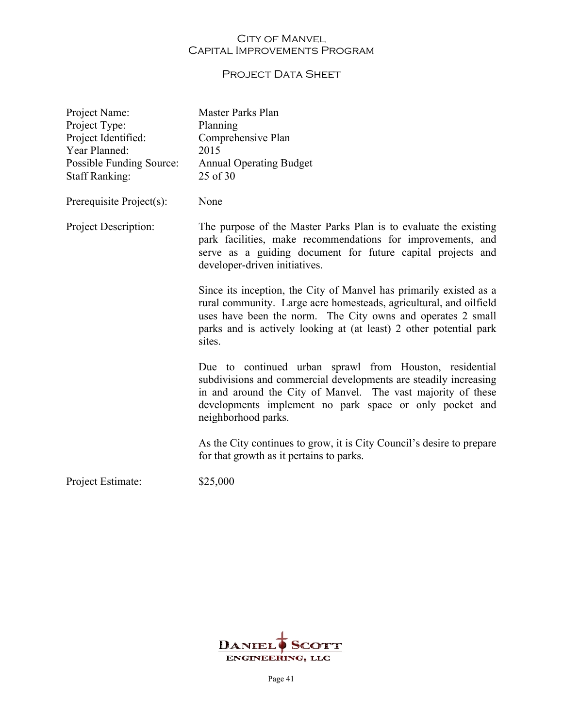# City of Manvel
## Capital Improvements Program

### Project Data Sheet

| | |
|---|---|
| Project Name: | Master Parks Plan |
| Project Type: | Planning |
| Project Identified: | Comprehensive Plan |
| Year Planned: | 2015 |
| Possible Funding Source: | Annual Operating Budget |
| Staff Ranking: | 25 of 30 |

Prerequisite Project(s): None

Project Description:

The purpose of the Master Parks Plan is to evaluate the existing park facilities, make recommendations for improvements, and serve as a guiding document for future capital projects and developer-driven initiatives.

Since its inception, the City of Manvel has primarily existed as a rural community. Large acre homesteads, agricultural, and oilfield uses have been the norm. The City owns and operates 2 small parks and is actively looking at (at least) 2 other potential park sites.

Due to continued urban sprawl from Houston, residential subdivisions and commercial developments are steadily increasing in and around the City of Manvel. The vast majority of these developments implement no park space or only pocket and neighborhood parks.

As the City continues to grow, it is City Council's desire to prepare for that growth as it pertains to parks.

Project Estimate: $25,000

Daniel Scott Engineering, LLC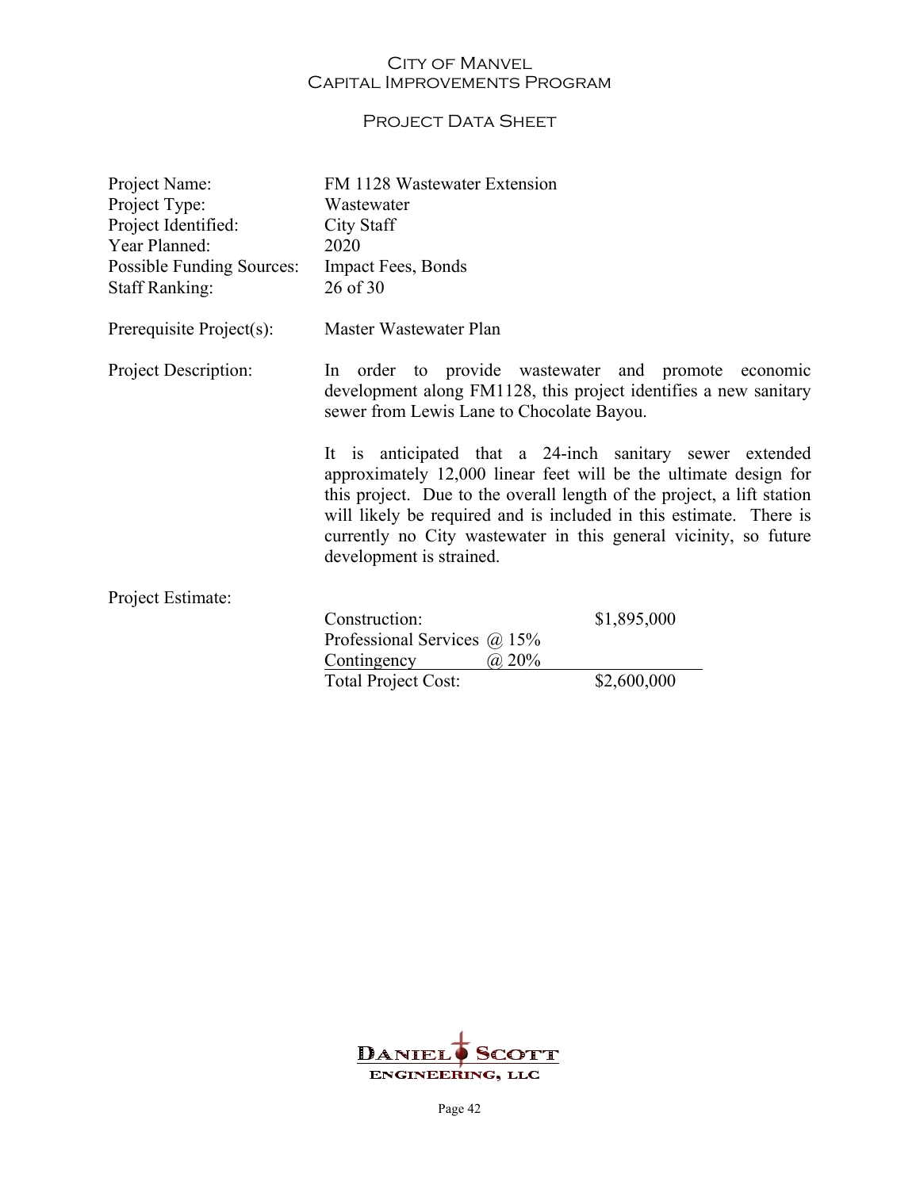# City of Manvel
## Capital Improvements Program

### Project Data Sheet

| | |
|---|---|
| Project Name: | FM 1128 Wastewater Extension |
| Project Type: | Wastewater |
| Project Identified: | City Staff |
| Year Planned: | 2020 |
| Possible Funding Sources: | Impact Fees, Bonds |
| Staff Ranking: | 26 of 30 |

Prerequisite Project(s): Master Wastewater Plan

Project Description:

In order to provide wastewater and promote economic development along FM1128, this project identifies a new sanitary sewer from Lewis Lane to Chocolate Bayou.

It is anticipated that a 24-inch sanitary sewer extended approximately 12,000 linear feet will be the ultimate design for this project. Due to the overall length of the project, a lift station will likely be required and is included in this estimate. There is currently no City wastewater in this general vicinity, so future development is strained.

Project Estimate:

| | | |
|---|---|---|
| Construction: | | $1,895,000 |
| Professional Services | @ 15% | |
| Contingency | @ 20% | |
| Total Project Cost: | | $2,600,000 |

Daniel Scott Engineering, LLC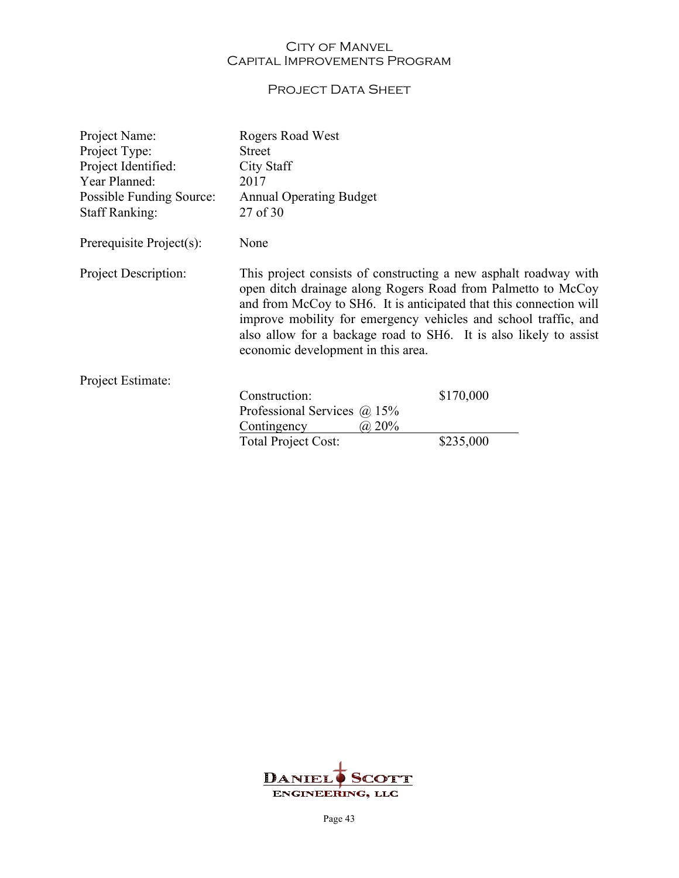# City of Manvel
## Capital Improvements Program

### Project Data Sheet

| | |
|---|---|
| Project Name: | Rogers Road West |
| Project Type: | Street |
| Project Identified: | City Staff |
| Year Planned: | 2017 |
| Possible Funding Source: | Annual Operating Budget |
| Staff Ranking: | 27 of 30 |

Prerequisite Project(s): None

Project Description: This project consists of constructing a new asphalt roadway with open ditch drainage along Rogers Road from Palmetto to McCoy and from McCoy to SH6. It is anticipated that this connection will improve mobility for emergency vehicles and school traffic, and also allow for a backage road to SH6. It is also likely to assist economic development in this area.

Project Estimate:

| | |
|---|---|
| Construction: | $170,000 |
| Professional Services @ 15% | |
| Contingency @ 20% | |
| Total Project Cost: | $235,000 |

Daniel Scott Engineering, LLC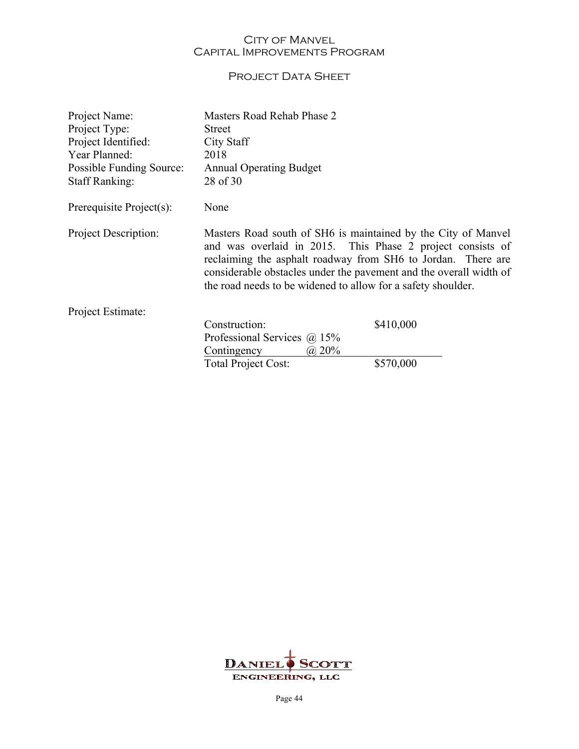# City of Manvel
## Capital Improvements Program

### Project Data Sheet

| | |
|---|---|
| Project Name: | Masters Road Rehab Phase 2 |
| Project Type: | Street |
| Project Identified: | City Staff |
| Year Planned: | 2018 |
| Possible Funding Source: | Annual Operating Budget |
| Staff Ranking: | 28 of 30 |

Prerequisite Project(s): None

Project Description: Masters Road south of SH6 is maintained by the City of Manvel and was overlaid in 2015. This Phase 2 project consists of reclaiming the asphalt roadway from SH6 to Jordan. There are considerable obstacles under the pavement and the overall width of the road needs to be widened to allow for a safety shoulder.

Project Estimate:

| | |
|---|---|
| Construction: | $410,000 |
| Professional Services @ 15% | |
| Contingency @ 20% | |
| Total Project Cost: | $570,000 |

Daniel Scott Engineering, LLC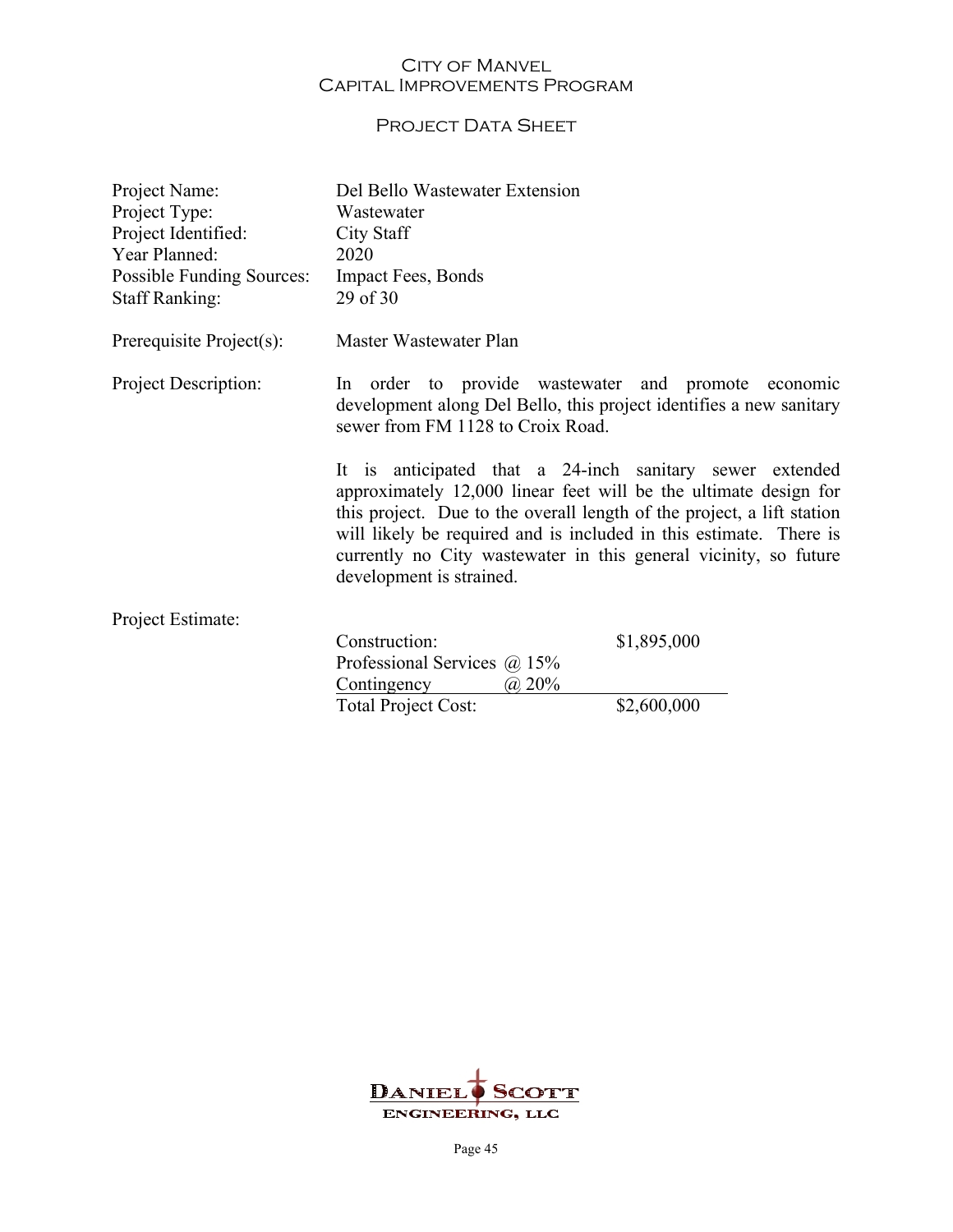# City of Manvel
## Capital Improvements Program

### Project Data Sheet

| | |
|---|---|
| Project Name: | Del Bello Wastewater Extension |
| Project Type: | Wastewater |
| Project Identified: | City Staff |
| Year Planned: | 2020 |
| Possible Funding Sources: | Impact Fees, Bonds |
| Staff Ranking: | 29 of 30 |

Prerequisite Project(s): Master Wastewater Plan

Project Description: In order to provide wastewater and promote economic development along Del Bello, this project identifies a new sanitary sewer from FM 1128 to Croix Road.

It is anticipated that a 24-inch sanitary sewer extended approximately 12,000 linear feet will be the ultimate design for this project. Due to the overall length of the project, a lift station will likely be required and is included in this estimate. There is currently no City wastewater in this general vicinity, so future development is strained.

Project Estimate:

| | |
|---|---|
| Construction: | $1,895,000 |
| Professional Services @ 15% | |
| Contingency @ 20% | |
| Total Project Cost: | $2,600,000 |

Daniel Scott Engineering, LLC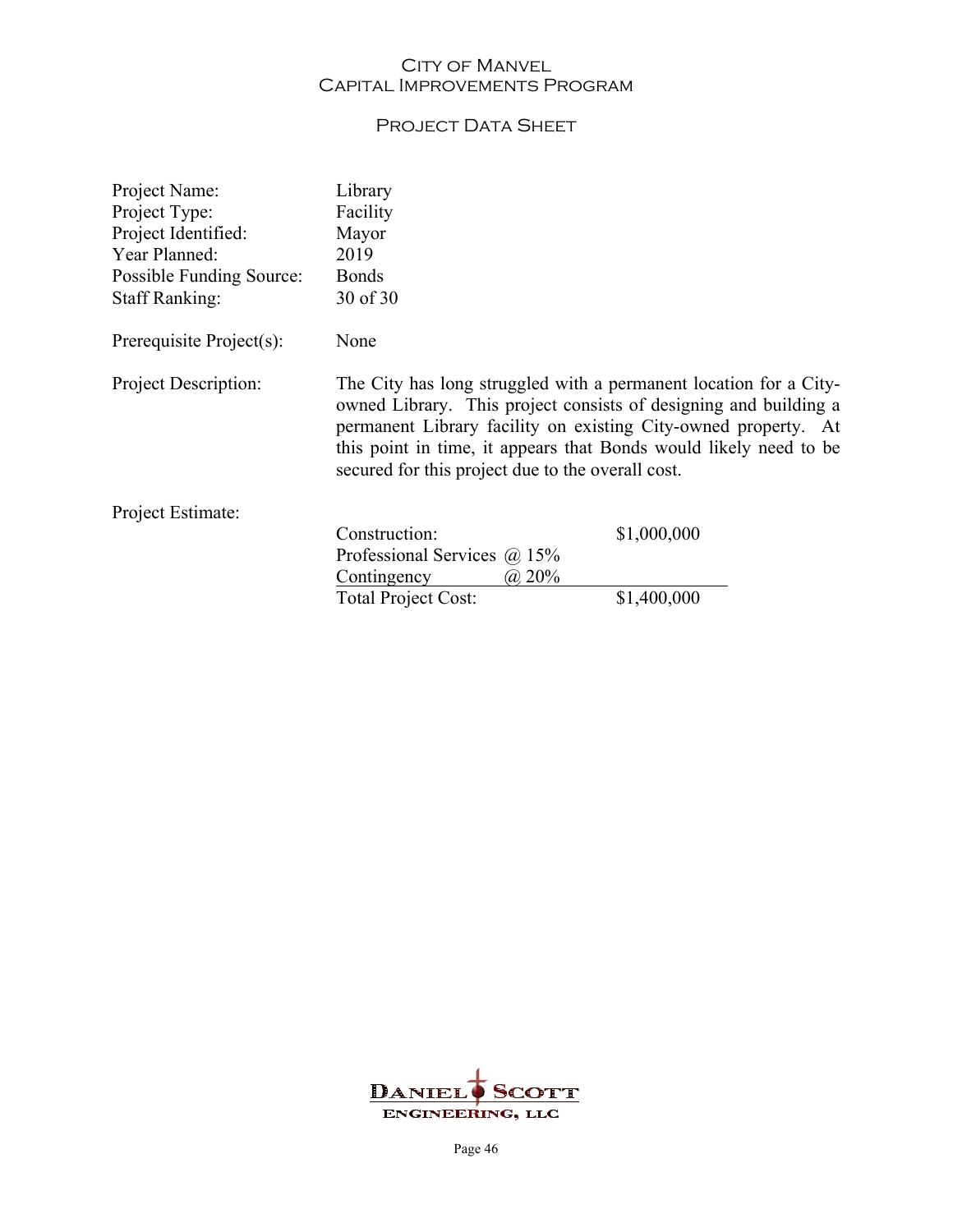# City of Manvel
## Capital Improvements Program

### Project Data Sheet

| | |
|---|---|
| Project Name: | Library |
| Project Type: | Facility |
| Project Identified: | Mayor |
| Year Planned: | 2019 |
| Possible Funding Source: | Bonds |
| Staff Ranking: | 30 of 30 |
| Prerequisite Project(s): | None |

Project Description: The City has long struggled with a permanent location for a City-owned Library. This project consists of designing and building a permanent Library facility on existing City-owned property. At this point in time, it appears that Bonds would likely need to be secured for this project due to the overall cost.

Project Estimate:

| | | |
|---|---|---|
| Construction: | | $1,000,000 |
| Professional Services | @ 15% | |
| Contingency | @ 20% | |
| Total Project Cost: | | $1,400,000 |

Daniel Scott Engineering, LLC